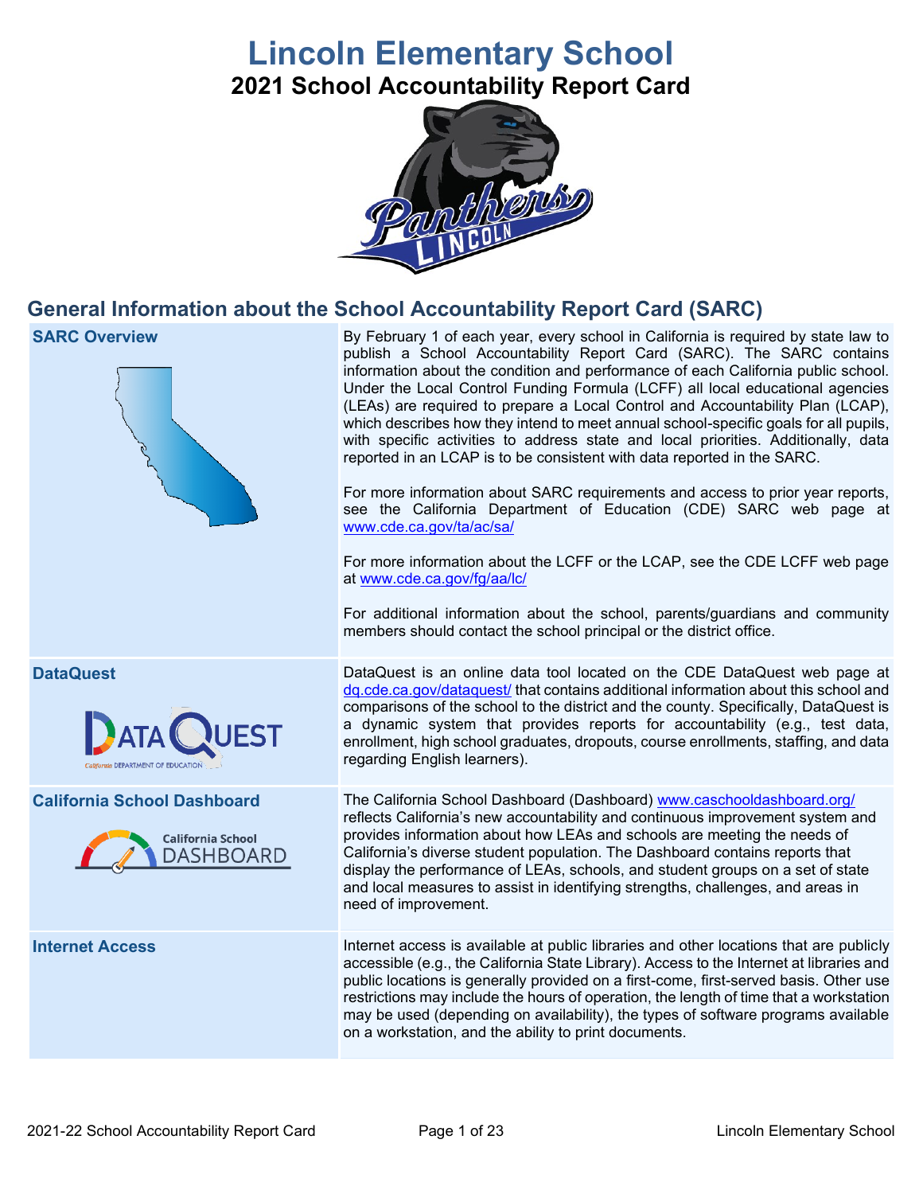# Lincoln Elementary School

## 2021 School Accountability Report Card

## General Information about the School Accountability Report Card (SARC)

| | |
|---|---|
| **SARC Overview** | By February 1 of each year, every school in California is required by state law to publish a School Accountability Report Card (SARC). The SARC contains information about the condition and performance of each California public school. Under the Local Control Funding Formula (LCFF) all local educational agencies (LEAs) are required to prepare a Local Control and Accountability Plan (LCAP), which describes how they intend to meet annual school-specific goals for all pupils, with specific activities to address state and local priorities. Additionally, data reported in an LCAP is to be consistent with data reported in the SARC.<br><br>For more information about SARC requirements and access to prior year reports, see the California Department of Education (CDE) SARC web page at www.cde.ca.gov/ta/ac/sa/<br><br>For more information about the LCFF or the LCAP, see the CDE LCFF web page at www.cde.ca.gov/fg/aa/lc/<br><br>For additional information about the school, parents/guardians and community members should contact the school principal or the district office. |
| **DataQuest** | DataQuest is an online data tool located on the CDE DataQuest web page at dq.cde.ca.gov/dataquest/ that contains additional information about this school and comparisons of the school to the district and the county. Specifically, DataQuest is a dynamic system that provides reports for accountability (e.g., test data, enrollment, high school graduates, dropouts, course enrollments, staffing, and data regarding English learners). |
| **California School Dashboard** | The California School Dashboard (Dashboard) www.caschooldashboard.org/ reflects California's new accountability and continuous improvement system and provides information about how LEAs and schools are meeting the needs of California's diverse student population. The Dashboard contains reports that display the performance of LEAs, schools, and student groups on a set of state and local measures to assist in identifying strengths, challenges, and areas in need of improvement. |
| **Internet Access** | Internet access is available at public libraries and other locations that are publicly accessible (e.g., the California State Library). Access to the Internet at libraries and public locations is generally provided on a first-come, first-served basis. Other use restrictions may include the hours of operation, the length of time that a workstation may be used (depending on availability), the types of software programs available on a workstation, and the ability to print documents. |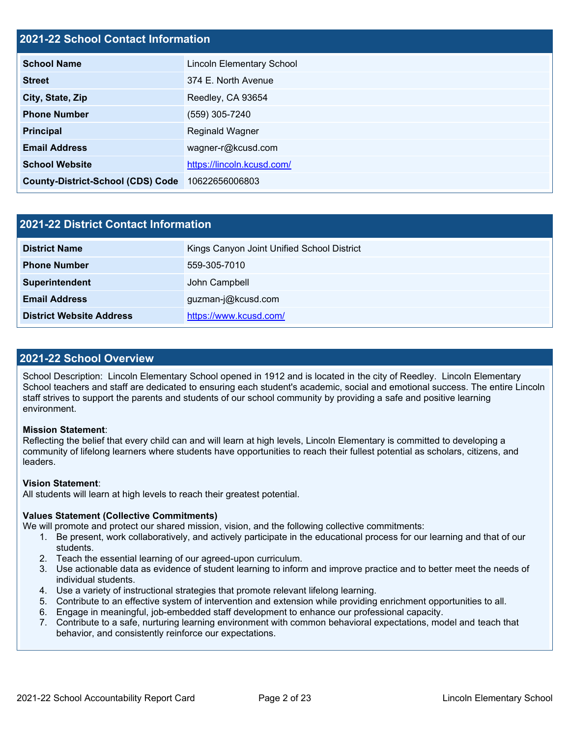## 2021-22 School Contact Information

| 2021-22 School Contact Information | |
|---|---|
| **School Name** | Lincoln Elementary School |
| **Street** | 374 E. North Avenue |
| **City, State, Zip** | Reedley, CA 93654 |
| **Phone Number** | (559) 305-7240 |
| **Principal** | Reginald Wagner |
| **Email Address** | wagner-r@kcusd.com |
| **School Website** | [https://lincoln.kcusd.com/](https://lincoln.kcusd.com/) |
| **County-District-School (CDS) Code** | 10622656006803 |

## 2021-22 District Contact Information

| 2021-22 District Contact Information | |
|---|---|
| **District Name** | Kings Canyon Joint Unified School District |
| **Phone Number** | 559-305-7010 |
| **Superintendent** | John Campbell |
| **Email Address** | guzman-j@kcusd.com |
| **District Website Address** | [https://www.kcusd.com/](https://www.kcusd.com/) |

## 2021-22 School Overview

School Description: Lincoln Elementary School opened in 1912 and is located in the city of Reedley. Lincoln Elementary School teachers and staff are dedicated to ensuring each student's academic, social and emotional success. The entire Lincoln staff strives to support the parents and students of our school community by providing a safe and positive learning environment.

**Mission Statement**:
Reflecting the belief that every child can and will learn at high levels, Lincoln Elementary is committed to developing a community of lifelong learners where students have opportunities to reach their fullest potential as scholars, citizens, and leaders.

**Vision Statement**:
All students will learn at high levels to reach their greatest potential.

**Values Statement (Collective Commitments)**
We will promote and protect our shared mission, vision, and the following collective commitments:

1. Be present, work collaboratively, and actively participate in the educational process for our learning and that of our students.
2. Teach the essential learning of our agreed-upon curriculum.
3. Use actionable data as evidence of student learning to inform and improve practice and to better meet the needs of individual students.
4. Use a variety of instructional strategies that promote relevant lifelong learning.
5. Contribute to an effective system of intervention and extension while providing enrichment opportunities to all.
6. Engage in meaningful, job-embedded staff development to enhance our professional capacity.
7. Contribute to a safe, nurturing learning environment with common behavioral expectations, model and teach that behavior, and consistently reinforce our expectations.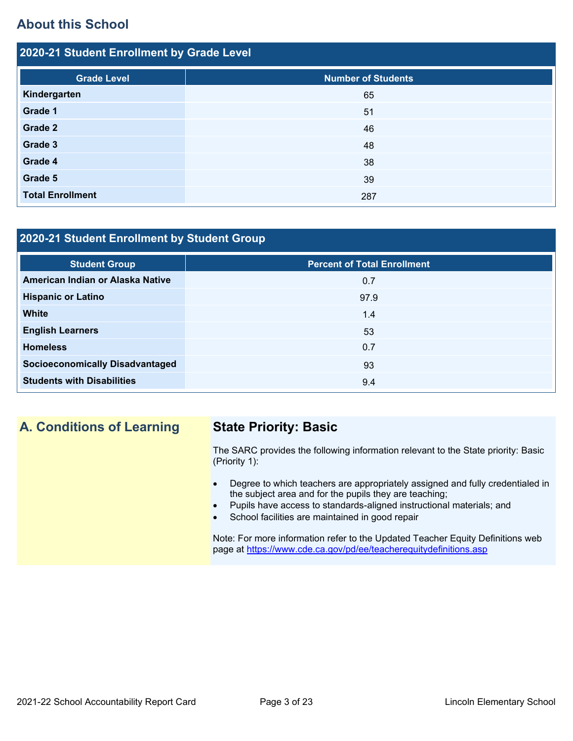## About this School

### 2020-21 Student Enrollment by Grade Level

| Grade Level | Number of Students |
|---|---|
| **Kindergarten** | 65 |
| **Grade 1** | 51 |
| **Grade 2** | 46 |
| **Grade 3** | 48 |
| **Grade 4** | 38 |
| **Grade 5** | 39 |
| **Total Enrollment** | 287 |

### 2020-21 Student Enrollment by Student Group

| Student Group | Percent of Total Enrollment |
|---|---|
| **American Indian or Alaska Native** | 0.7 |
| **Hispanic or Latino** | 97.9 |
| **White** | 1.4 |
| **English Learners** | 53 |
| **Homeless** | 0.7 |
| **Socioeconomically Disadvantaged** | 93 |
| **Students with Disabilities** | 9.4 |

## A. Conditions of Learning

### State Priority: Basic

The SARC provides the following information relevant to the State priority: Basic (Priority 1):

- Degree to which teachers are appropriately assigned and fully credentialed in the subject area and for the pupils they are teaching;
- Pupils have access to standards-aligned instructional materials; and
- School facilities are maintained in good repair

Note: For more information refer to the Updated Teacher Equity Definitions web page at https://www.cde.ca.gov/pd/ee/teacherequitydefinitions.asp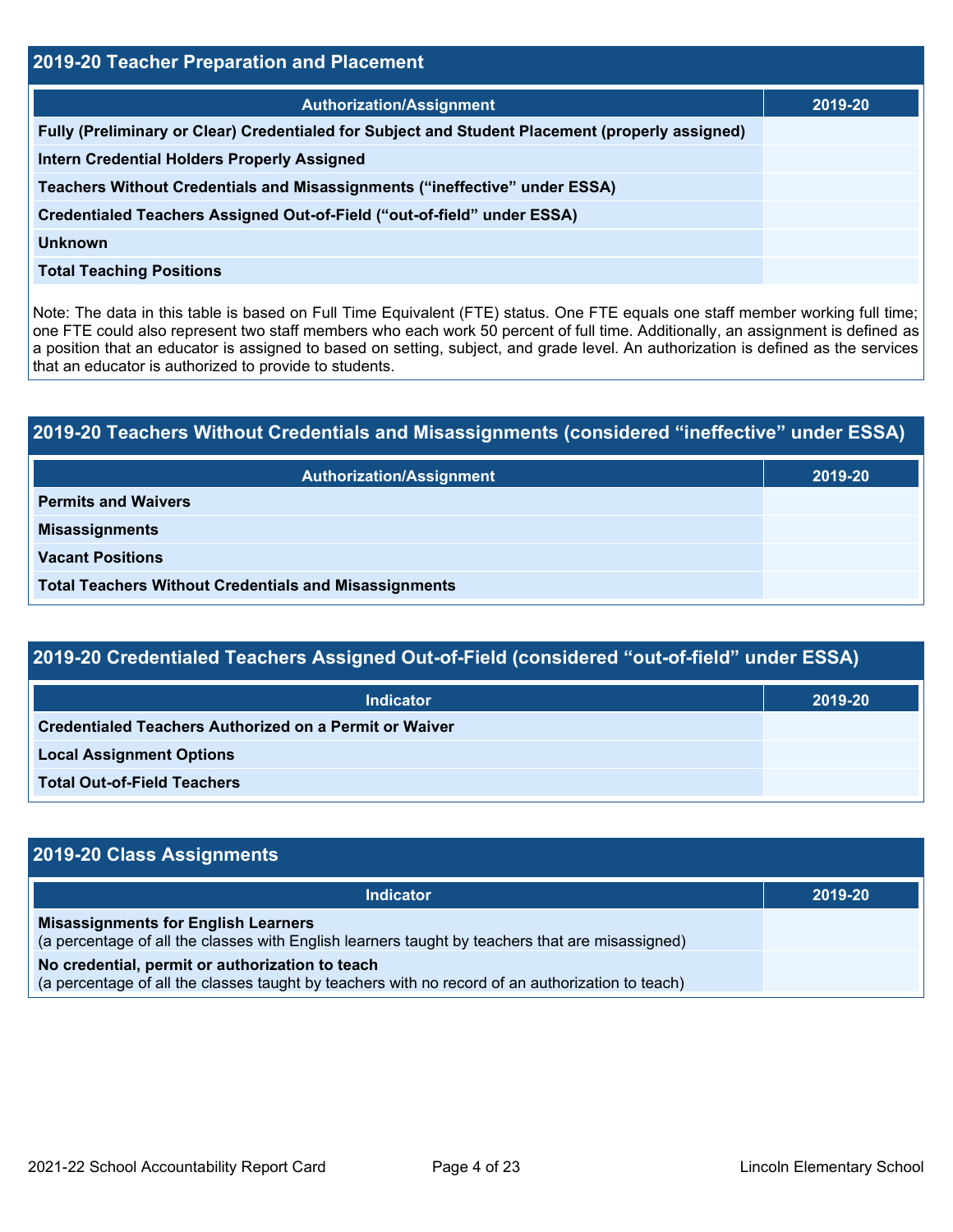## 2019-20 Teacher Preparation and Placement

| Authorization/Assignment | 2019-20 |
|---|---|
| **Fully (Preliminary or Clear) Credentialed for Subject and Student Placement (properly assigned)** | |
| **Intern Credential Holders Properly Assigned** | |
| **Teachers Without Credentials and Misassignments (“ineffective” under ESSA)** | |
| **Credentialed Teachers Assigned Out-of-Field (“out-of-field” under ESSA)** | |
| **Unknown** | |
| **Total Teaching Positions** | |

Note: The data in this table is based on Full Time Equivalent (FTE) status. One FTE equals one staff member working full time; one FTE could also represent two staff members who each work 50 percent of full time. Additionally, an assignment is defined as a position that an educator is assigned to based on setting, subject, and grade level. An authorization is defined as the services that an educator is authorized to provide to students.

## 2019-20 Teachers Without Credentials and Misassignments (considered “ineffective” under ESSA)

| Authorization/Assignment | 2019-20 |
|---|---|
| **Permits and Waivers** | |
| **Misassignments** | |
| **Vacant Positions** | |
| **Total Teachers Without Credentials and Misassignments** | |

## 2019-20 Credentialed Teachers Assigned Out-of-Field (considered “out-of-field” under ESSA)

| Indicator | 2019-20 |
|---|---|
| **Credentialed Teachers Authorized on a Permit or Waiver** | |
| **Local Assignment Options** | |
| **Total Out-of-Field Teachers** | |

## 2019-20 Class Assignments

| Indicator | 2019-20 |
|---|---|
| **Misassignments for English Learners** (a percentage of all the classes with English learners taught by teachers that are misassigned) | |
| **No credential, permit or authorization to teach** (a percentage of all the classes taught by teachers with no record of an authorization to teach) | |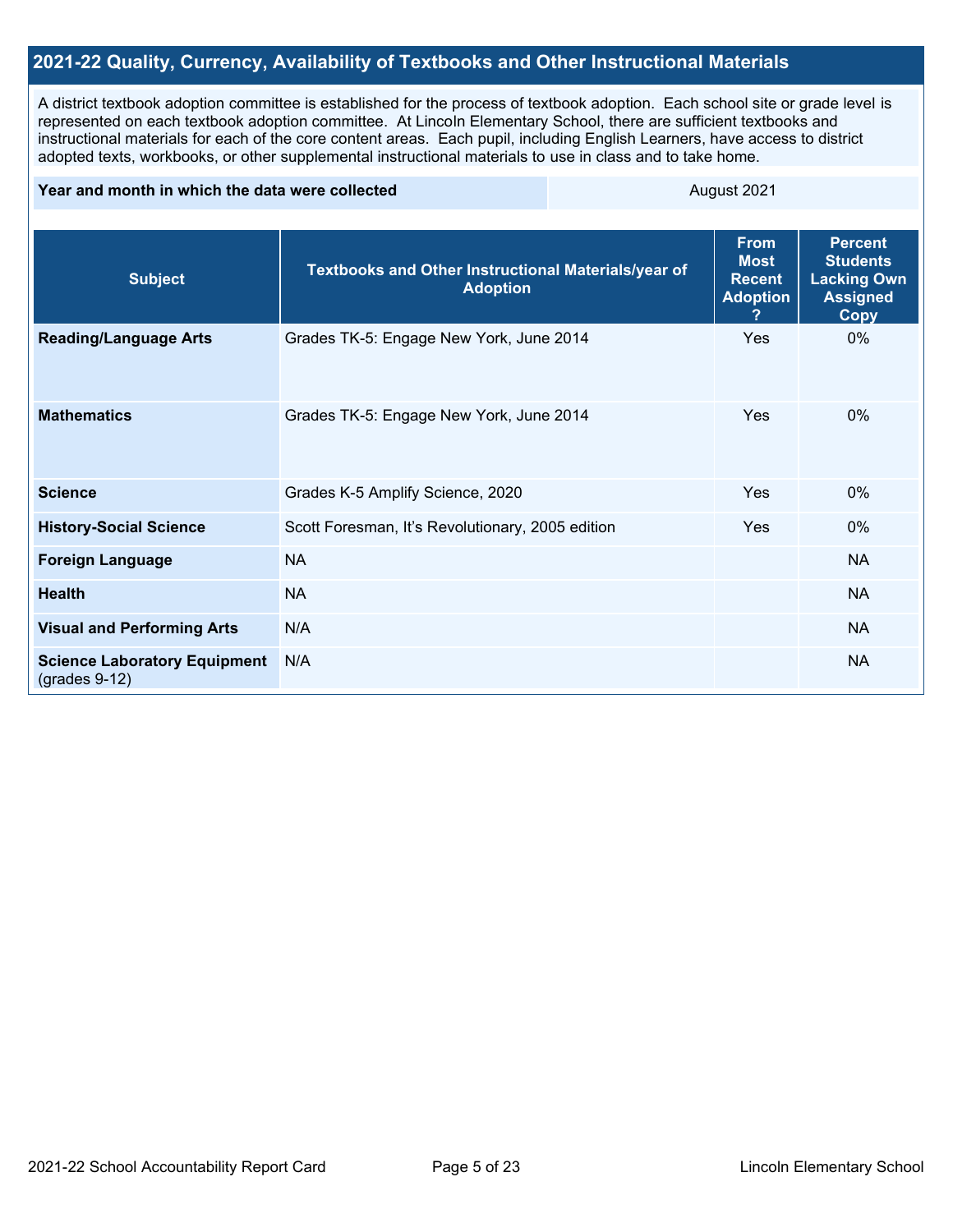## 2021-22 Quality, Currency, Availability of Textbooks and Other Instructional Materials

A district textbook adoption committee is established for the process of textbook adoption. Each school site or grade level is represented on each textbook adoption committee. At Lincoln Elementary School, there are sufficient textbooks and instructional materials for each of the core content areas. Each pupil, including English Learners, have access to district adopted texts, workbooks, or other supplemental instructional materials to use in class and to take home.

| Year and month in which the data were collected | August 2021 |
|---|---|

| Subject | Textbooks and Other Instructional Materials/year of Adoption | From Most Recent Adoption ? | Percent Students Lacking Own Assigned Copy |
|---|---|---|---|
| **Reading/Language Arts** | Grades TK-5: Engage New York, June 2014 | Yes | 0% |
| **Mathematics** | Grades TK-5: Engage New York, June 2014 | Yes | 0% |
| **Science** | Grades K-5 Amplify Science, 2020 | Yes | 0% |
| **History-Social Science** | Scott Foresman, It's Revolutionary, 2005 edition | Yes | 0% |
| **Foreign Language** | NA | | NA |
| **Health** | NA | | NA |
| **Visual and Performing Arts** | N/A | | NA |
| **Science Laboratory Equipment** (grades 9-12) | N/A | | NA |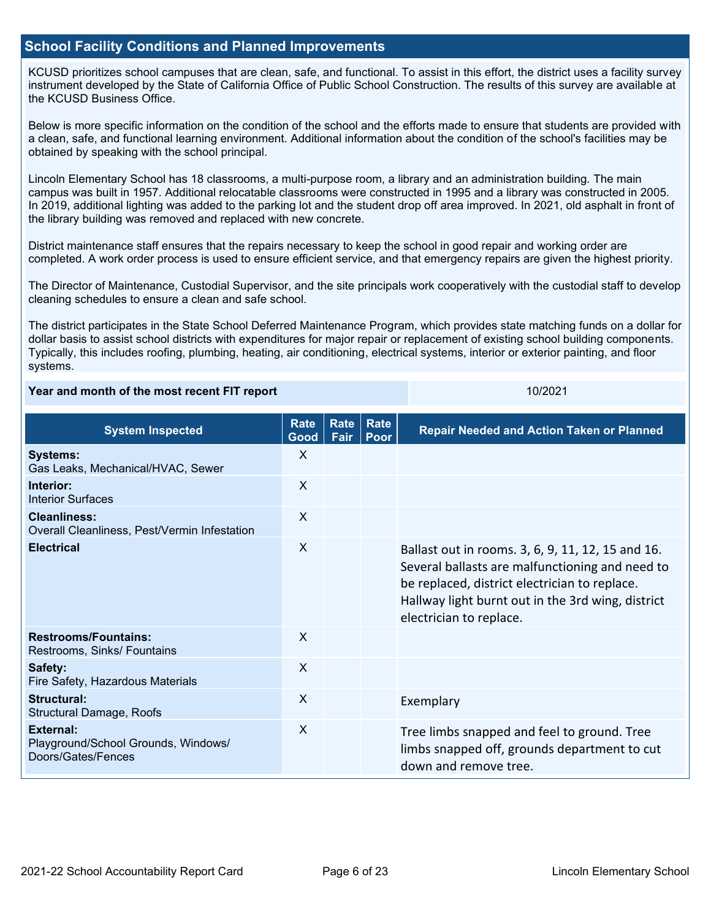## School Facility Conditions and Planned Improvements

KCUSD prioritizes school campuses that are clean, safe, and functional. To assist in this effort, the district uses a facility survey instrument developed by the State of California Office of Public School Construction. The results of this survey are available at the KCUSD Business Office.

Below is more specific information on the condition of the school and the efforts made to ensure that students are provided with a clean, safe, and functional learning environment. Additional information about the condition of the school's facilities may be obtained by speaking with the school principal.

Lincoln Elementary School has 18 classrooms, a multi-purpose room, a library and an administration building. The main campus was built in 1957. Additional relocatable classrooms were constructed in 1995 and a library was constructed in 2005. In 2019, additional lighting was added to the parking lot and the student drop off area improved. In 2021, old asphalt in front of the library building was removed and replaced with new concrete.

District maintenance staff ensures that the repairs necessary to keep the school in good repair and working order are completed. A work order process is used to ensure efficient service, and that emergency repairs are given the highest priority.

The Director of Maintenance, Custodial Supervisor, and the site principals work cooperatively with the custodial staff to develop cleaning schedules to ensure a clean and safe school.

The district participates in the State School Deferred Maintenance Program, which provides state matching funds on a dollar for dollar basis to assist school districts with expenditures for major repair or replacement of existing school building components. Typically, this includes roofing, plumbing, heating, air conditioning, electrical systems, interior or exterior painting, and floor systems.

| Year and month of the most recent FIT report | 10/2021 |
|---|---|

| System Inspected | Rate Good | Rate Fair | Rate Poor | Repair Needed and Action Taken or Planned |
|---|---|---|---|---|
| **Systems:** Gas Leaks, Mechanical/HVAC, Sewer | X | | | |
| **Interior:** Interior Surfaces | X | | | |
| **Cleanliness:** Overall Cleanliness, Pest/Vermin Infestation | X | | | |
| **Electrical** | X | | | Ballast out in rooms. 3, 6, 9, 11, 12, 15 and 16. Several ballasts are malfunctioning and need to be replaced, district electrician to replace. Hallway light burnt out in the 3rd wing, district electrician to replace. |
| **Restrooms/Fountains:** Restrooms, Sinks/ Fountains | X | | | |
| **Safety:** Fire Safety, Hazardous Materials | X | | | |
| **Structural:** Structural Damage, Roofs | X | | | Exemplary |
| **External:** Playground/School Grounds, Windows/ Doors/Gates/Fences | X | | | Tree limbs snapped and feel to ground. Tree limbs snapped off, grounds department to cut down and remove tree. |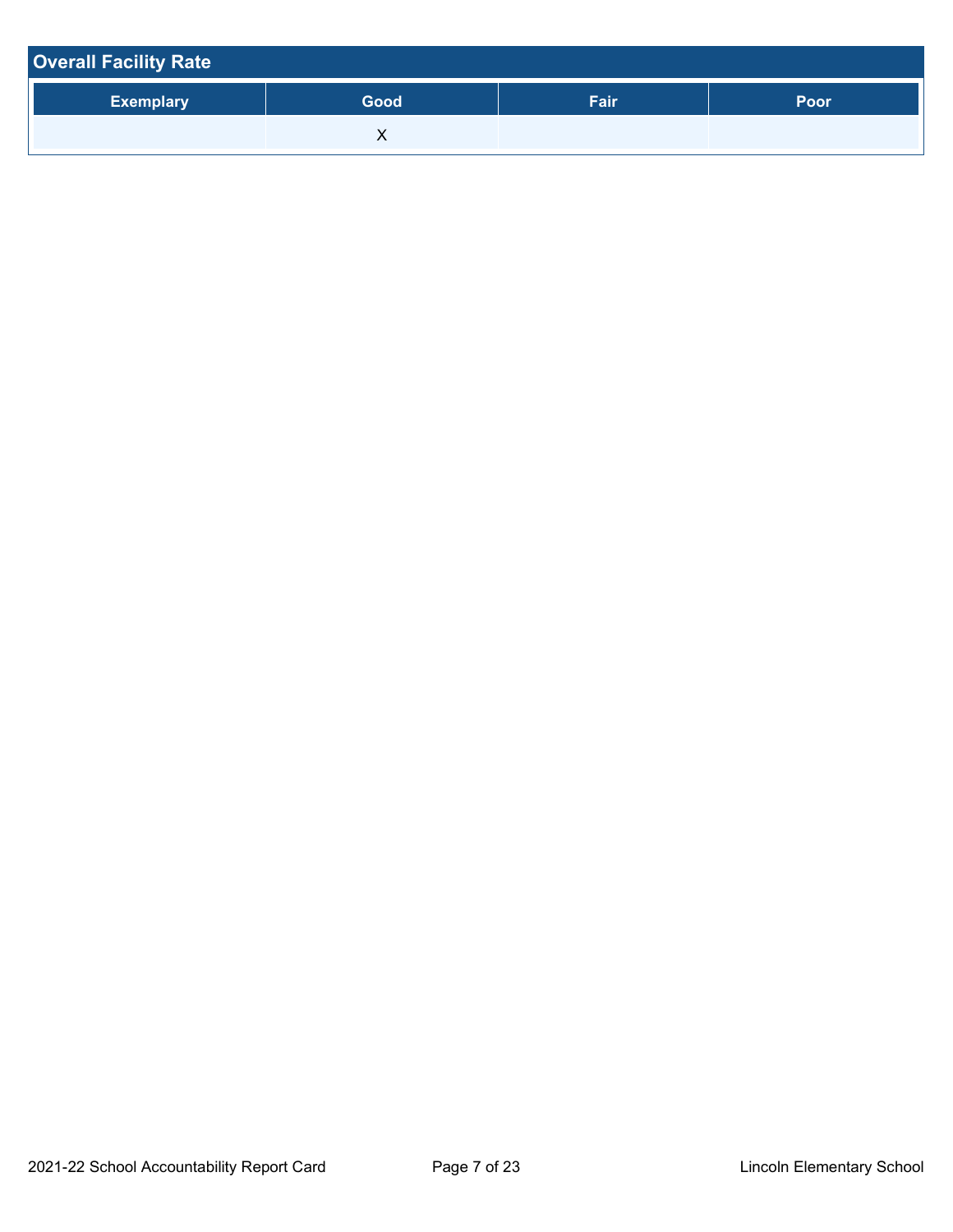## Overall Facility Rate

| Exemplary | Good | Fair | Poor |
|---|---|---|---|
| | X | | |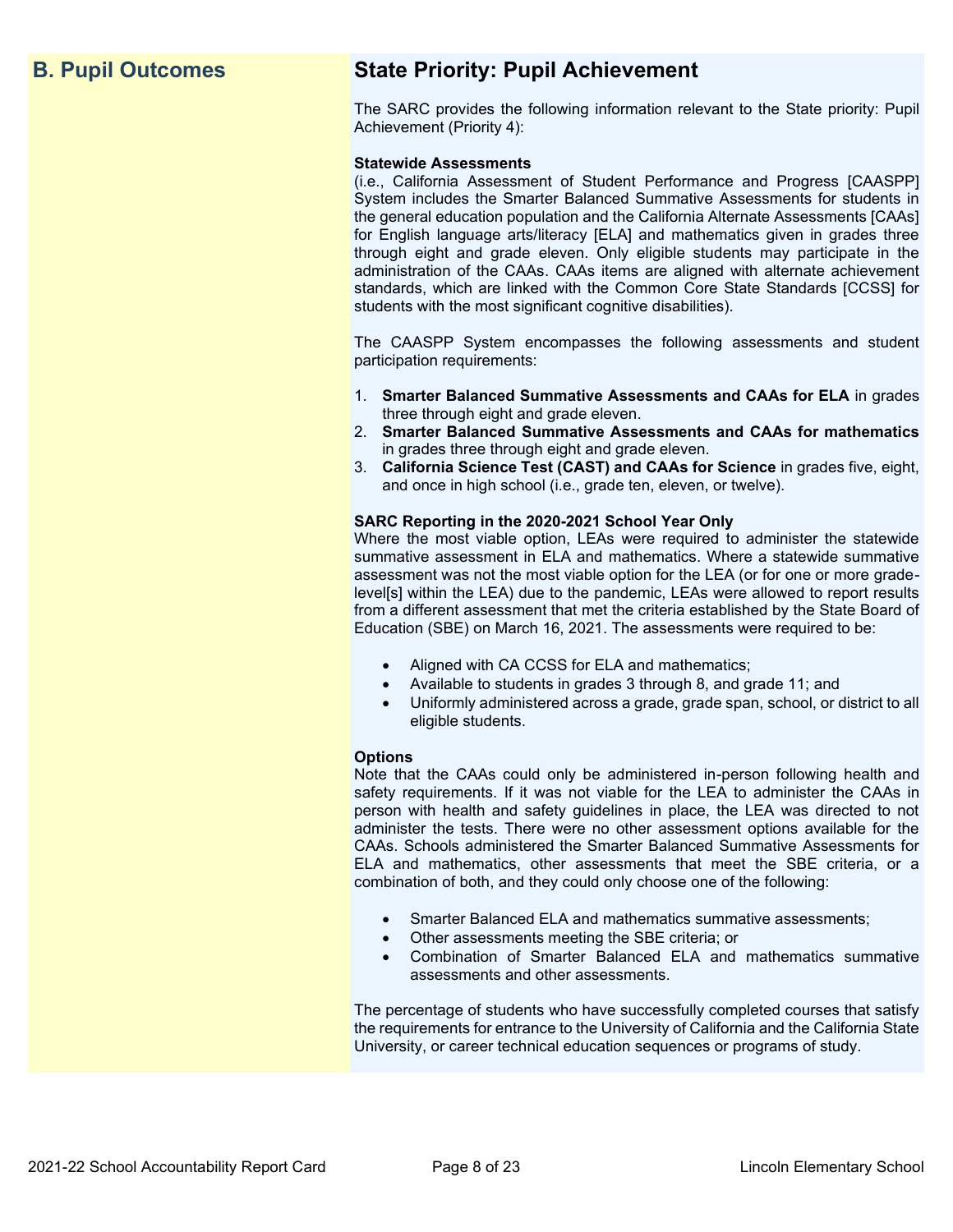## B. Pupil Outcomes

## State Priority: Pupil Achievement

The SARC provides the following information relevant to the State priority: Pupil Achievement (Priority 4):

**Statewide Assessments**
(i.e., California Assessment of Student Performance and Progress [CAASPP] System includes the Smarter Balanced Summative Assessments for students in the general education population and the California Alternate Assessments [CAAs] for English language arts/literacy [ELA] and mathematics given in grades three through eight and grade eleven. Only eligible students may participate in the administration of the CAAs. CAAs items are aligned with alternate achievement standards, which are linked with the Common Core State Standards [CCSS] for students with the most significant cognitive disabilities).

The CAASPP System encompasses the following assessments and student participation requirements:

1. **Smarter Balanced Summative Assessments and CAAs for ELA** in grades three through eight and grade eleven.
2. **Smarter Balanced Summative Assessments and CAAs for mathematics** in grades three through eight and grade eleven.
3. **California Science Test (CAST) and CAAs for Science** in grades five, eight, and once in high school (i.e., grade ten, eleven, or twelve).

**SARC Reporting in the 2020-2021 School Year Only**
Where the most viable option, LEAs were required to administer the statewide summative assessment in ELA and mathematics. Where a statewide summative assessment was not the most viable option for the LEA (or for one or more grade-level[s] within the LEA) due to the pandemic, LEAs were allowed to report results from a different assessment that met the criteria established by the State Board of Education (SBE) on March 16, 2021. The assessments were required to be:

- Aligned with CA CCSS for ELA and mathematics;
- Available to students in grades 3 through 8, and grade 11; and
- Uniformly administered across a grade, grade span, school, or district to all eligible students.

**Options**
Note that the CAAs could only be administered in-person following health and safety requirements. If it was not viable for the LEA to administer the CAAs in person with health and safety guidelines in place, the LEA was directed to not administer the tests. There were no other assessment options available for the CAAs. Schools administered the Smarter Balanced Summative Assessments for ELA and mathematics, other assessments that meet the SBE criteria, or a combination of both, and they could only choose one of the following:

- Smarter Balanced ELA and mathematics summative assessments;
- Other assessments meeting the SBE criteria; or
- Combination of Smarter Balanced ELA and mathematics summative assessments and other assessments.

The percentage of students who have successfully completed courses that satisfy the requirements for entrance to the University of California and the California State University, or career technical education sequences or programs of study.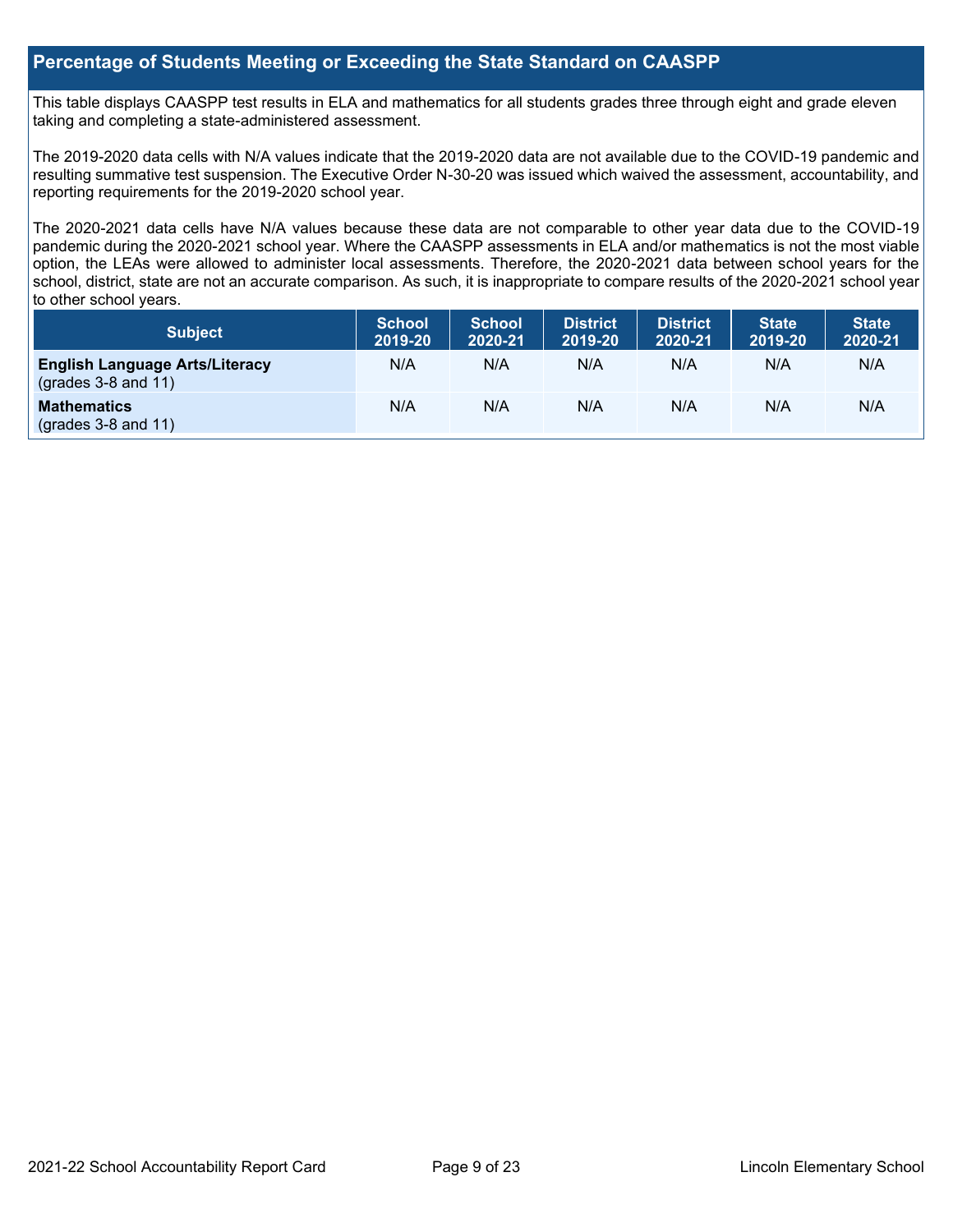## Percentage of Students Meeting or Exceeding the State Standard on CAASPP

This table displays CAASPP test results in ELA and mathematics for all students grades three through eight and grade eleven taking and completing a state-administered assessment.

The 2019-2020 data cells with N/A values indicate that the 2019-2020 data are not available due to the COVID-19 pandemic and resulting summative test suspension. The Executive Order N-30-20 was issued which waived the assessment, accountability, and reporting requirements for the 2019-2020 school year.

The 2020-2021 data cells have N/A values because these data are not comparable to other year data due to the COVID-19 pandemic during the 2020-2021 school year. Where the CAASPP assessments in ELA and/or mathematics is not the most viable option, the LEAs were allowed to administer local assessments. Therefore, the 2020-2021 data between school years for the school, district, state are not an accurate comparison. As such, it is inappropriate to compare results of the 2020-2021 school year to other school years.

| Subject | School 2019-20 | School 2020-21 | District 2019-20 | District 2020-21 | State 2019-20 | State 2020-21 |
|---|---|---|---|---|---|---|
| **English Language Arts/Literacy** (grades 3-8 and 11) | N/A | N/A | N/A | N/A | N/A | N/A |
| **Mathematics** (grades 3-8 and 11) | N/A | N/A | N/A | N/A | N/A | N/A |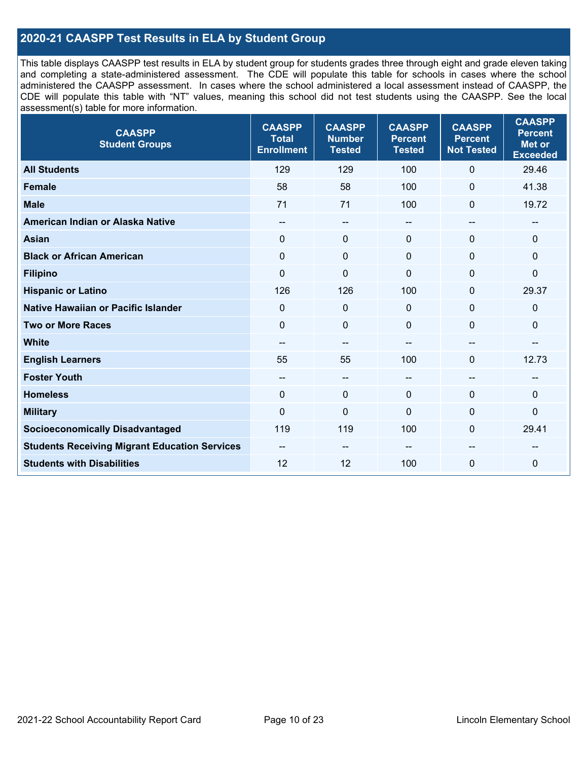## 2020-21 CAASPP Test Results in ELA by Student Group

This table displays CAASPP test results in ELA by student group for students grades three through eight and grade eleven taking and completing a state-administered assessment. The CDE will populate this table for schools in cases where the school administered the CAASPP assessment. In cases where the school administered a local assessment instead of CAASPP, the CDE will populate this table with "NT" values, meaning this school did not test students using the CAASPP. See the local assessment(s) table for more information.

| CAASPP Student Groups | CAASPP Total Enrollment | CAASPP Number Tested | CAASPP Percent Tested | CAASPP Percent Not Tested | CAASPP Percent Met or Exceeded |
|---|---|---|---|---|---|
| **All Students** | 129 | 129 | 100 | 0 | 29.46 |
| **Female** | 58 | 58 | 100 | 0 | 41.38 |
| **Male** | 71 | 71 | 100 | 0 | 19.72 |
| **American Indian or Alaska Native** | -- | -- | -- | -- | -- |
| **Asian** | 0 | 0 | 0 | 0 | 0 |
| **Black or African American** | 0 | 0 | 0 | 0 | 0 |
| **Filipino** | 0 | 0 | 0 | 0 | 0 |
| **Hispanic or Latino** | 126 | 126 | 100 | 0 | 29.37 |
| **Native Hawaiian or Pacific Islander** | 0 | 0 | 0 | 0 | 0 |
| **Two or More Races** | 0 | 0 | 0 | 0 | 0 |
| **White** | -- | -- | -- | -- | -- |
| **English Learners** | 55 | 55 | 100 | 0 | 12.73 |
| **Foster Youth** | -- | -- | -- | -- | -- |
| **Homeless** | 0 | 0 | 0 | 0 | 0 |
| **Military** | 0 | 0 | 0 | 0 | 0 |
| **Socioeconomically Disadvantaged** | 119 | 119 | 100 | 0 | 29.41 |
| **Students Receiving Migrant Education Services** | -- | -- | -- | -- | -- |
| **Students with Disabilities** | 12 | 12 | 100 | 0 | 0 |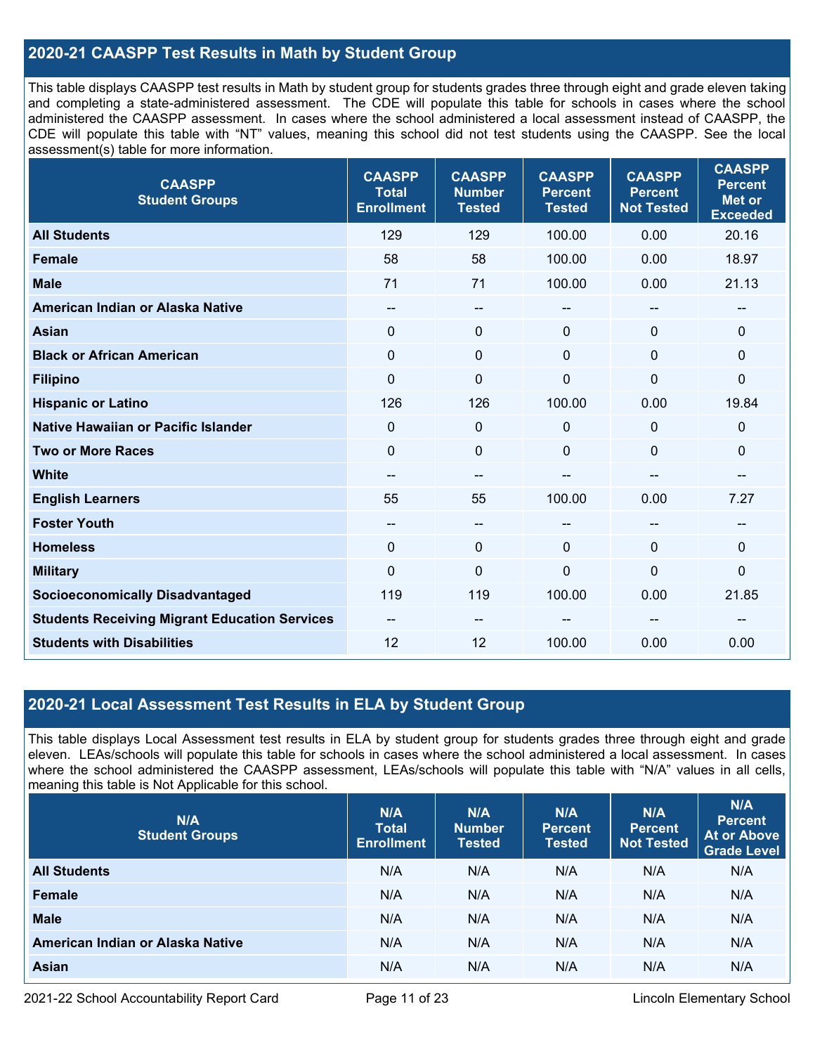## 2020-21 CAASPP Test Results in Math by Student Group

This table displays CAASPP test results in Math by student group for students grades three through eight and grade eleven taking and completing a state-administered assessment. The CDE will populate this table for schools in cases where the school administered the CAASPP assessment. In cases where the school administered a local assessment instead of CAASPP, the CDE will populate this table with "NT" values, meaning this school did not test students using the CAASPP. See the local assessment(s) table for more information.

| CAASPP Student Groups | CAASPP Total Enrollment | CAASPP Number Tested | CAASPP Percent Tested | CAASPP Percent Not Tested | CAASPP Percent Met or Exceeded |
|---|---|---|---|---|---|
| **All Students** | 129 | 129 | 100.00 | 0.00 | 20.16 |
| **Female** | 58 | 58 | 100.00 | 0.00 | 18.97 |
| **Male** | 71 | 71 | 100.00 | 0.00 | 21.13 |
| **American Indian or Alaska Native** | -- | -- | -- | -- | -- |
| **Asian** | 0 | 0 | 0 | 0 | 0 |
| **Black or African American** | 0 | 0 | 0 | 0 | 0 |
| **Filipino** | 0 | 0 | 0 | 0 | 0 |
| **Hispanic or Latino** | 126 | 126 | 100.00 | 0.00 | 19.84 |
| **Native Hawaiian or Pacific Islander** | 0 | 0 | 0 | 0 | 0 |
| **Two or More Races** | 0 | 0 | 0 | 0 | 0 |
| **White** | -- | -- | -- | -- | -- |
| **English Learners** | 55 | 55 | 100.00 | 0.00 | 7.27 |
| **Foster Youth** | -- | -- | -- | -- | -- |
| **Homeless** | 0 | 0 | 0 | 0 | 0 |
| **Military** | 0 | 0 | 0 | 0 | 0 |
| **Socioeconomically Disadvantaged** | 119 | 119 | 100.00 | 0.00 | 21.85 |
| **Students Receiving Migrant Education Services** | -- | -- | -- | -- | -- |
| **Students with Disabilities** | 12 | 12 | 100.00 | 0.00 | 0.00 |

## 2020-21 Local Assessment Test Results in ELA by Student Group

This table displays Local Assessment test results in ELA by student group for students grades three through eight and grade eleven. LEAs/schools will populate this table for schools in cases where the school administered a local assessment. In cases where the school administered the CAASPP assessment, LEAs/schools will populate this table with "N/A" values in all cells, meaning this table is Not Applicable for this school.

| N/A Student Groups | N/A Total Enrollment | N/A Number Tested | N/A Percent Tested | N/A Percent Not Tested | N/A Percent At or Above Grade Level |
|---|---|---|---|---|---|
| **All Students** | N/A | N/A | N/A | N/A | N/A |
| **Female** | N/A | N/A | N/A | N/A | N/A |
| **Male** | N/A | N/A | N/A | N/A | N/A |
| **American Indian or Alaska Native** | N/A | N/A | N/A | N/A | N/A |
| **Asian** | N/A | N/A | N/A | N/A | N/A |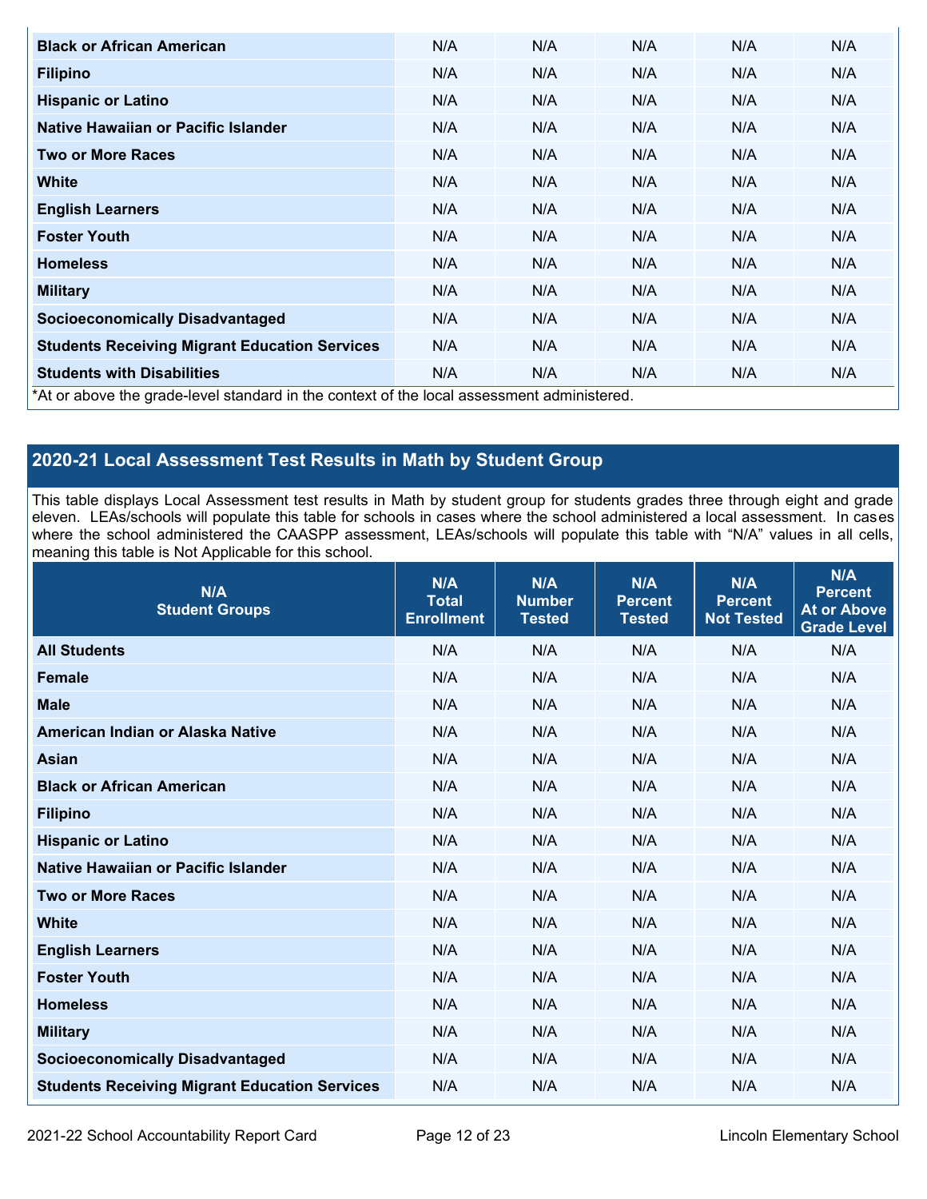| | | | | | |
|---|---|---|---|---|---|
| **Black or African American** | N/A | N/A | N/A | N/A | N/A |
| **Filipino** | N/A | N/A | N/A | N/A | N/A |
| **Hispanic or Latino** | N/A | N/A | N/A | N/A | N/A |
| **Native Hawaiian or Pacific Islander** | N/A | N/A | N/A | N/A | N/A |
| **Two or More Races** | N/A | N/A | N/A | N/A | N/A |
| **White** | N/A | N/A | N/A | N/A | N/A |
| **English Learners** | N/A | N/A | N/A | N/A | N/A |
| **Foster Youth** | N/A | N/A | N/A | N/A | N/A |
| **Homeless** | N/A | N/A | N/A | N/A | N/A |
| **Military** | N/A | N/A | N/A | N/A | N/A |
| **Socioeconomically Disadvantaged** | N/A | N/A | N/A | N/A | N/A |
| **Students Receiving Migrant Education Services** | N/A | N/A | N/A | N/A | N/A |
| **Students with Disabilities** | N/A | N/A | N/A | N/A | N/A |

*At or above the grade-level standard in the context of the local assessment administered.

## 2020-21 Local Assessment Test Results in Math by Student Group

This table displays Local Assessment test results in Math by student group for students grades three through eight and grade eleven. LEAs/schools will populate this table for schools in cases where the school administered a local assessment. In cases where the school administered the CAASPP assessment, LEAs/schools will populate this table with "N/A" values in all cells, meaning this table is Not Applicable for this school.

| N/A Student Groups | N/A Total Enrollment | N/A Number Tested | N/A Percent Tested | N/A Percent Not Tested | N/A Percent At or Above Grade Level |
|---|---|---|---|---|---|
| **All Students** | N/A | N/A | N/A | N/A | N/A |
| **Female** | N/A | N/A | N/A | N/A | N/A |
| **Male** | N/A | N/A | N/A | N/A | N/A |
| **American Indian or Alaska Native** | N/A | N/A | N/A | N/A | N/A |
| **Asian** | N/A | N/A | N/A | N/A | N/A |
| **Black or African American** | N/A | N/A | N/A | N/A | N/A |
| **Filipino** | N/A | N/A | N/A | N/A | N/A |
| **Hispanic or Latino** | N/A | N/A | N/A | N/A | N/A |
| **Native Hawaiian or Pacific Islander** | N/A | N/A | N/A | N/A | N/A |
| **Two or More Races** | N/A | N/A | N/A | N/A | N/A |
| **White** | N/A | N/A | N/A | N/A | N/A |
| **English Learners** | N/A | N/A | N/A | N/A | N/A |
| **Foster Youth** | N/A | N/A | N/A | N/A | N/A |
| **Homeless** | N/A | N/A | N/A | N/A | N/A |
| **Military** | N/A | N/A | N/A | N/A | N/A |
| **Socioeconomically Disadvantaged** | N/A | N/A | N/A | N/A | N/A |
| **Students Receiving Migrant Education Services** | N/A | N/A | N/A | N/A | N/A |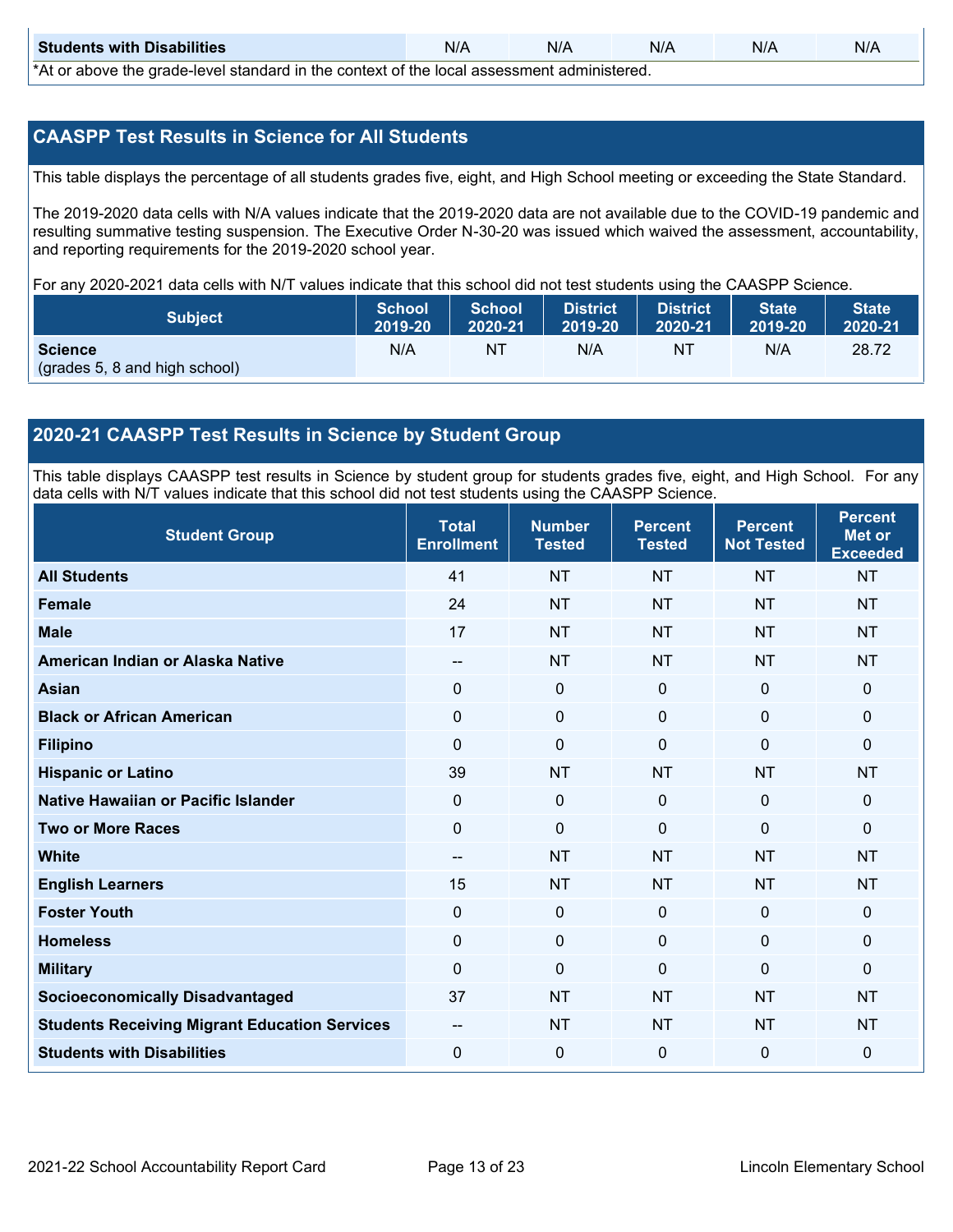| Students with Disabilities | N/A | N/A | N/A | N/A | N/A |
|---|---|---|---|---|---|

*At or above the grade-level standard in the context of the local assessment administered.

## CAASPP Test Results in Science for All Students

This table displays the percentage of all students grades five, eight, and High School meeting or exceeding the State Standard.

The 2019-2020 data cells with N/A values indicate that the 2019-2020 data are not available due to the COVID-19 pandemic and resulting summative testing suspension. The Executive Order N-30-20 was issued which waived the assessment, accountability, and reporting requirements for the 2019-2020 school year.

For any 2020-2021 data cells with N/T values indicate that this school did not test students using the CAASPP Science.

| Subject | School 2019-20 | School 2020-21 | District 2019-20 | District 2020-21 | State 2019-20 | State 2020-21 |
|---|---|---|---|---|---|---|
| **Science** (grades 5, 8 and high school) | N/A | NT | N/A | NT | N/A | 28.72 |

## 2020-21 CAASPP Test Results in Science by Student Group

This table displays CAASPP test results in Science by student group for students grades five, eight, and High School. For any data cells with N/T values indicate that this school did not test students using the CAASPP Science.

| Student Group | Total Enrollment | Number Tested | Percent Tested | Percent Not Tested | Percent Met or Exceeded |
|---|---|---|---|---|---|
| **All Students** | 41 | NT | NT | NT | NT |
| **Female** | 24 | NT | NT | NT | NT |
| **Male** | 17 | NT | NT | NT | NT |
| **American Indian or Alaska Native** | -- | NT | NT | NT | NT |
| **Asian** | 0 | 0 | 0 | 0 | 0 |
| **Black or African American** | 0 | 0 | 0 | 0 | 0 |
| **Filipino** | 0 | 0 | 0 | 0 | 0 |
| **Hispanic or Latino** | 39 | NT | NT | NT | NT |
| **Native Hawaiian or Pacific Islander** | 0 | 0 | 0 | 0 | 0 |
| **Two or More Races** | 0 | 0 | 0 | 0 | 0 |
| **White** | -- | NT | NT | NT | NT |
| **English Learners** | 15 | NT | NT | NT | NT |
| **Foster Youth** | 0 | 0 | 0 | 0 | 0 |
| **Homeless** | 0 | 0 | 0 | 0 | 0 |
| **Military** | 0 | 0 | 0 | 0 | 0 |
| **Socioeconomically Disadvantaged** | 37 | NT | NT | NT | NT |
| **Students Receiving Migrant Education Services** | -- | NT | NT | NT | NT |
| **Students with Disabilities** | 0 | 0 | 0 | 0 | 0 |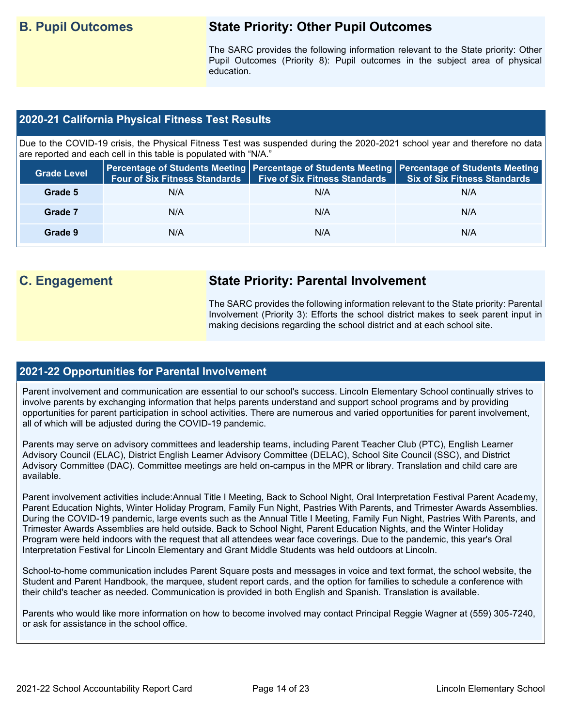## B. Pupil Outcomes

### State Priority: Other Pupil Outcomes

The SARC provides the following information relevant to the State priority: Other Pupil Outcomes (Priority 8): Pupil outcomes in the subject area of physical education.

### 2020-21 California Physical Fitness Test Results

Due to the COVID-19 crisis, the Physical Fitness Test was suspended during the 2020-2021 school year and therefore no data are reported and each cell in this table is populated with "N/A."

| Grade Level | Percentage of Students Meeting Four of Six Fitness Standards | Percentage of Students Meeting Five of Six Fitness Standards | Percentage of Students Meeting Six of Six Fitness Standards |
|---|---|---|---|
| Grade 5 | N/A | N/A | N/A |
| Grade 7 | N/A | N/A | N/A |
| Grade 9 | N/A | N/A | N/A |

## C. Engagement

### State Priority: Parental Involvement

The SARC provides the following information relevant to the State priority: Parental Involvement (Priority 3): Efforts the school district makes to seek parent input in making decisions regarding the school district and at each school site.

### 2021-22 Opportunities for Parental Involvement

Parent involvement and communication are essential to our school's success. Lincoln Elementary School continually strives to involve parents by exchanging information that helps parents understand and support school programs and by providing opportunities for parent participation in school activities. There are numerous and varied opportunities for parent involvement, all of which will be adjusted during the COVID-19 pandemic.

Parents may serve on advisory committees and leadership teams, including Parent Teacher Club (PTC), English Learner Advisory Council (ELAC), District English Learner Advisory Committee (DELAC), School Site Council (SSC), and District Advisory Committee (DAC). Committee meetings are held on-campus in the MPR or library. Translation and child care are available.

Parent involvement activities include:Annual Title I Meeting, Back to School Night, Oral Interpretation Festival Parent Academy, Parent Education Nights, Winter Holiday Program, Family Fun Night, Pastries With Parents, and Trimester Awards Assemblies. During the COVID-19 pandemic, large events such as the Annual Title I Meeting, Family Fun Night, Pastries With Parents, and Trimester Awards Assemblies are held outside. Back to School Night, Parent Education Nights, and the Winter Holiday Program were held indoors with the request that all attendees wear face coverings. Due to the pandemic, this year's Oral Interpretation Festival for Lincoln Elementary and Grant Middle Students was held outdoors at Lincoln.

School-to-home communication includes Parent Square posts and messages in voice and text format, the school website, the Student and Parent Handbook, the marquee, student report cards, and the option for families to schedule a conference with their child's teacher as needed. Communication is provided in both English and Spanish. Translation is available.

Parents who would like more information on how to become involved may contact Principal Reggie Wagner at (559) 305-7240, or ask for assistance in the school office.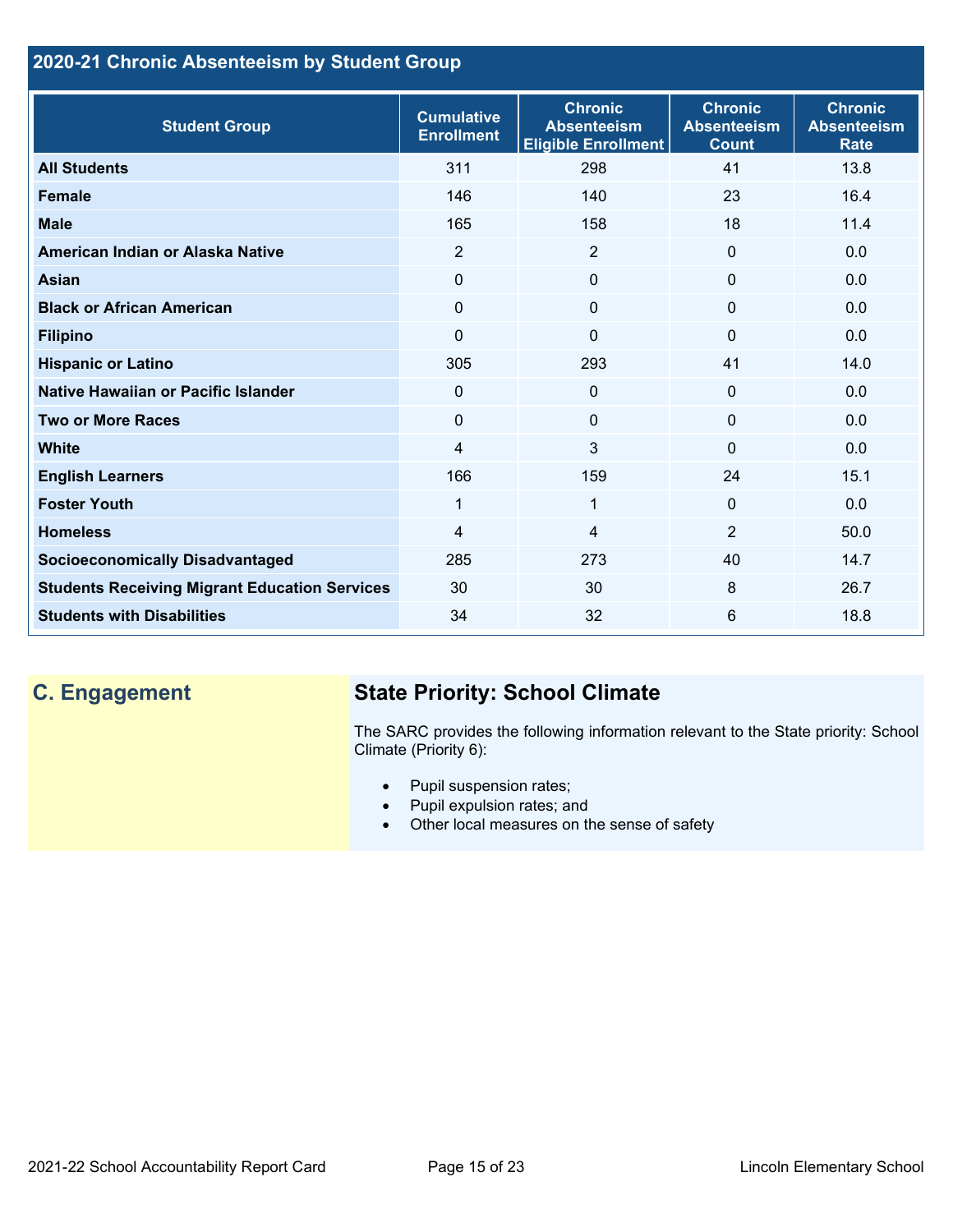## 2020-21 Chronic Absenteeism by Student Group

| Student Group | Cumulative Enrollment | Chronic Absenteeism Eligible Enrollment | Chronic Absenteeism Count | Chronic Absenteeism Rate |
|---|---|---|---|---|
| **All Students** | 311 | 298 | 41 | 13.8 |
| **Female** | 146 | 140 | 23 | 16.4 |
| **Male** | 165 | 158 | 18 | 11.4 |
| **American Indian or Alaska Native** | 2 | 2 | 0 | 0.0 |
| **Asian** | 0 | 0 | 0 | 0.0 |
| **Black or African American** | 0 | 0 | 0 | 0.0 |
| **Filipino** | 0 | 0 | 0 | 0.0 |
| **Hispanic or Latino** | 305 | 293 | 41 | 14.0 |
| **Native Hawaiian or Pacific Islander** | 0 | 0 | 0 | 0.0 |
| **Two or More Races** | 0 | 0 | 0 | 0.0 |
| **White** | 4 | 3 | 0 | 0.0 |
| **English Learners** | 166 | 159 | 24 | 15.1 |
| **Foster Youth** | 1 | 1 | 0 | 0.0 |
| **Homeless** | 4 | 4 | 2 | 50.0 |
| **Socioeconomically Disadvantaged** | 285 | 273 | 40 | 14.7 |
| **Students Receiving Migrant Education Services** | 30 | 30 | 8 | 26.7 |
| **Students with Disabilities** | 34 | 32 | 6 | 18.8 |

## C. Engagement

### State Priority: School Climate

The SARC provides the following information relevant to the State priority: School Climate (Priority 6):

- Pupil suspension rates;
- Pupil expulsion rates; and
- Other local measures on the sense of safety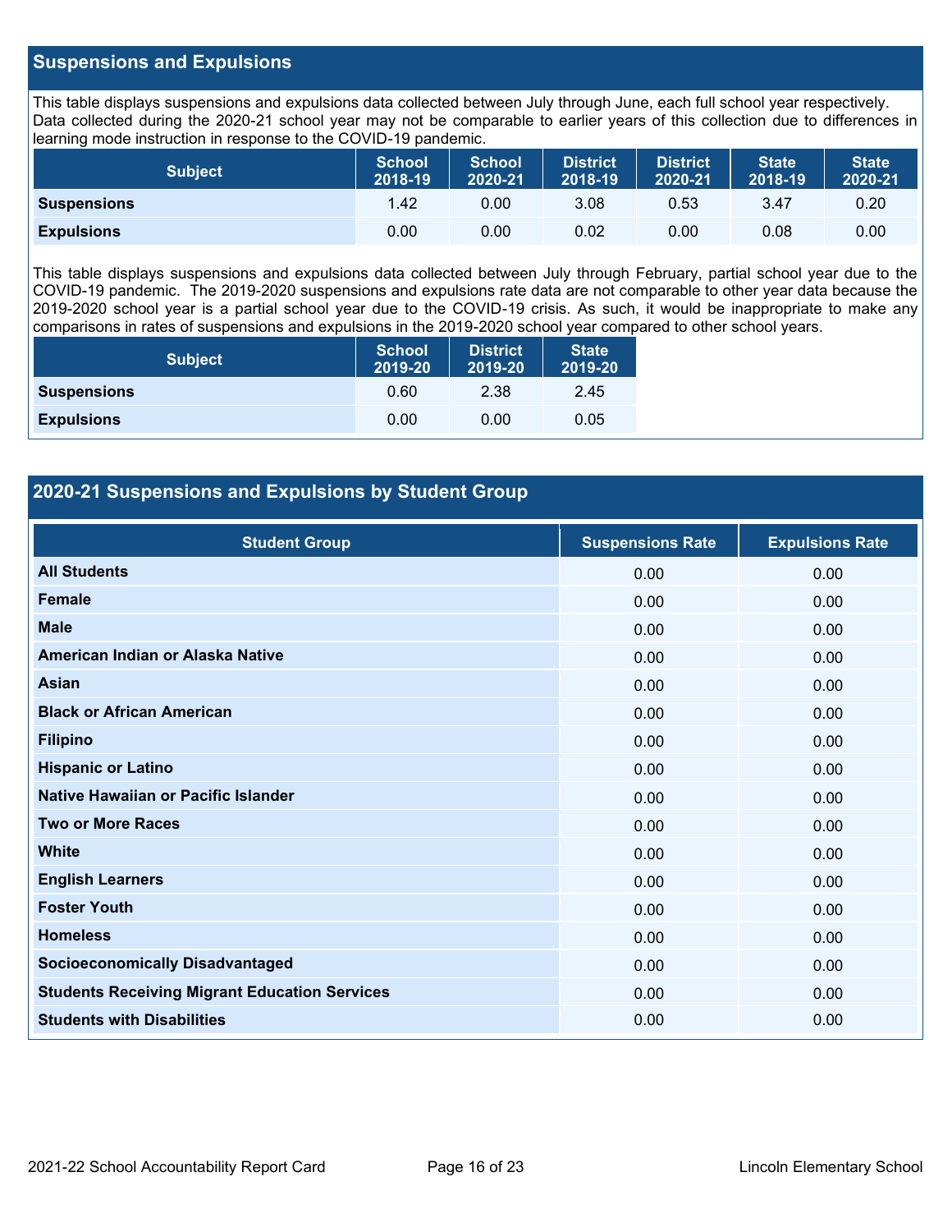## Suspensions and Expulsions

This table displays suspensions and expulsions data collected between July through June, each full school year respectively. Data collected during the 2020-21 school year may not be comparable to earlier years of this collection due to differences in learning mode instruction in response to the COVID-19 pandemic.

| Subject | School 2018-19 | School 2020-21 | District 2018-19 | District 2020-21 | State 2018-19 | State 2020-21 |
|---|---|---|---|---|---|---|
| **Suspensions** | 1.42 | 0.00 | 3.08 | 0.53 | 3.47 | 0.20 |
| **Expulsions** | 0.00 | 0.00 | 0.02 | 0.00 | 0.08 | 0.00 |

This table displays suspensions and expulsions data collected between July through February, partial school year due to the COVID-19 pandemic. The 2019-2020 suspensions and expulsions rate data are not comparable to other year data because the 2019-2020 school year is a partial school year due to the COVID-19 crisis. As such, it would be inappropriate to make any comparisons in rates of suspensions and expulsions in the 2019-2020 school year compared to other school years.

| Subject | School 2019-20 | District 2019-20 | State 2019-20 |
|---|---|---|---|
| **Suspensions** | 0.60 | 2.38 | 2.45 |
| **Expulsions** | 0.00 | 0.00 | 0.05 |

## 2020-21 Suspensions and Expulsions by Student Group

| Student Group | Suspensions Rate | Expulsions Rate |
|---|---|---|
| **All Students** | 0.00 | 0.00 |
| **Female** | 0.00 | 0.00 |
| **Male** | 0.00 | 0.00 |
| **American Indian or Alaska Native** | 0.00 | 0.00 |
| **Asian** | 0.00 | 0.00 |
| **Black or African American** | 0.00 | 0.00 |
| **Filipino** | 0.00 | 0.00 |
| **Hispanic or Latino** | 0.00 | 0.00 |
| **Native Hawaiian or Pacific Islander** | 0.00 | 0.00 |
| **Two or More Races** | 0.00 | 0.00 |
| **White** | 0.00 | 0.00 |
| **English Learners** | 0.00 | 0.00 |
| **Foster Youth** | 0.00 | 0.00 |
| **Homeless** | 0.00 | 0.00 |
| **Socioeconomically Disadvantaged** | 0.00 | 0.00 |
| **Students Receiving Migrant Education Services** | 0.00 | 0.00 |
| **Students with Disabilities** | 0.00 | 0.00 |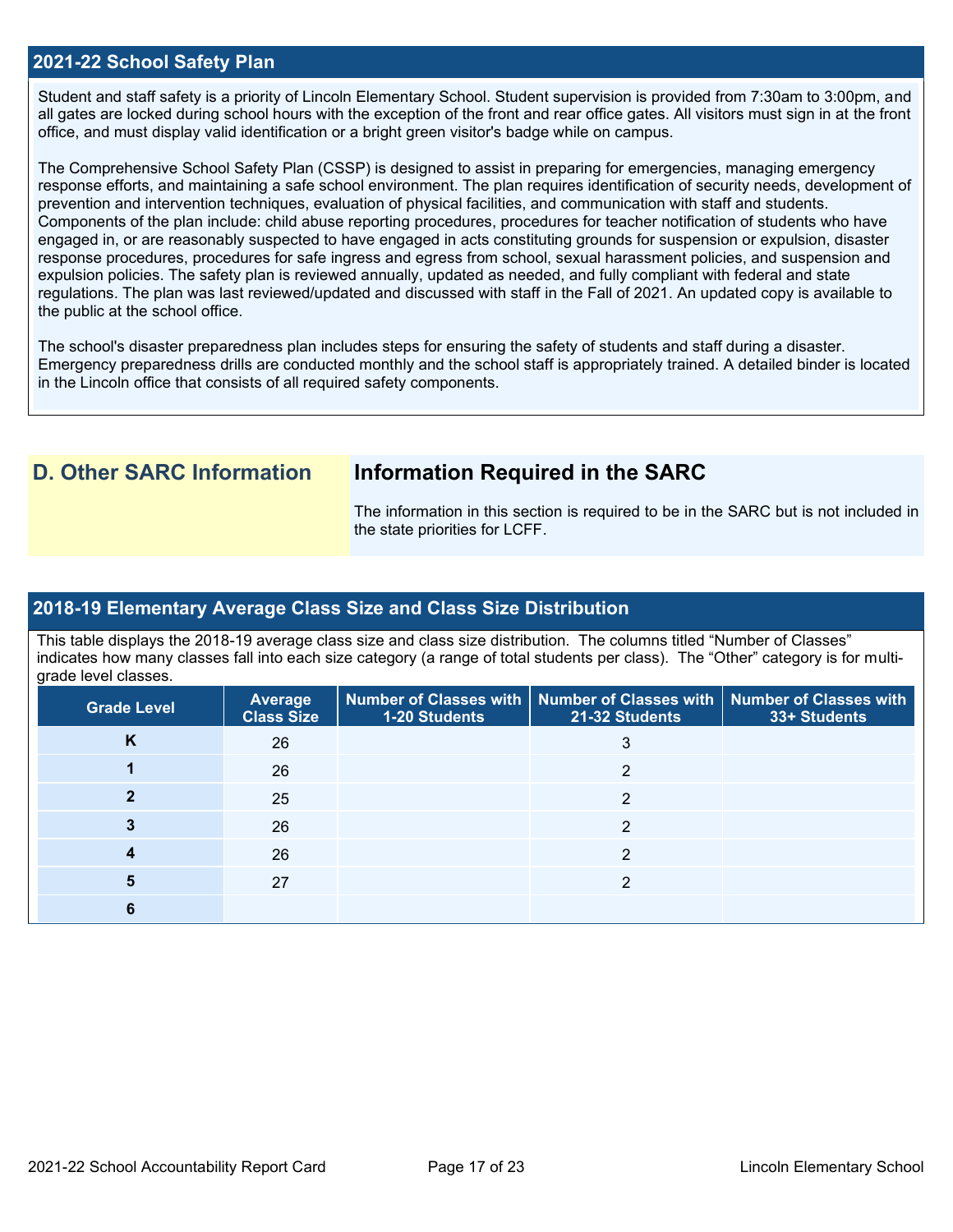## 2021-22 School Safety Plan

Student and staff safety is a priority of Lincoln Elementary School. Student supervision is provided from 7:30am to 3:00pm, and all gates are locked during school hours with the exception of the front and rear office gates. All visitors must sign in at the front office, and must display valid identification or a bright green visitor's badge while on campus.

The Comprehensive School Safety Plan (CSSP) is designed to assist in preparing for emergencies, managing emergency response efforts, and maintaining a safe school environment. The plan requires identification of security needs, development of prevention and intervention techniques, evaluation of physical facilities, and communication with staff and students. Components of the plan include: child abuse reporting procedures, procedures for teacher notification of students who have engaged in, or are reasonably suspected to have engaged in acts constituting grounds for suspension or expulsion, disaster response procedures, procedures for safe ingress and egress from school, sexual harassment policies, and suspension and expulsion policies. The safety plan is reviewed annually, updated as needed, and fully compliant with federal and state regulations. The plan was last reviewed/updated and discussed with staff in the Fall of 2021. An updated copy is available to the public at the school office.

The school's disaster preparedness plan includes steps for ensuring the safety of students and staff during a disaster. Emergency preparedness drills are conducted monthly and the school staff is appropriately trained. A detailed binder is located in the Lincoln office that consists of all required safety components.

## D. Other SARC Information

### Information Required in the SARC

The information in this section is required to be in the SARC but is not included in the state priorities for LCFF.

## 2018-19 Elementary Average Class Size and Class Size Distribution

This table displays the 2018-19 average class size and class size distribution. The columns titled "Number of Classes" indicates how many classes fall into each size category (a range of total students per class). The "Other" category is for multi-grade level classes.

| Grade Level | Average Class Size | Number of Classes with 1-20 Students | Number of Classes with 21-32 Students | Number of Classes with 33+ Students |
|---|---|---|---|---|
| K | 26 | | 3 | |
| 1 | 26 | | 2 | |
| 2 | 25 | | 2 | |
| 3 | 26 | | 2 | |
| 4 | 26 | | 2 | |
| 5 | 27 | | 2 | |
| 6 | | | | |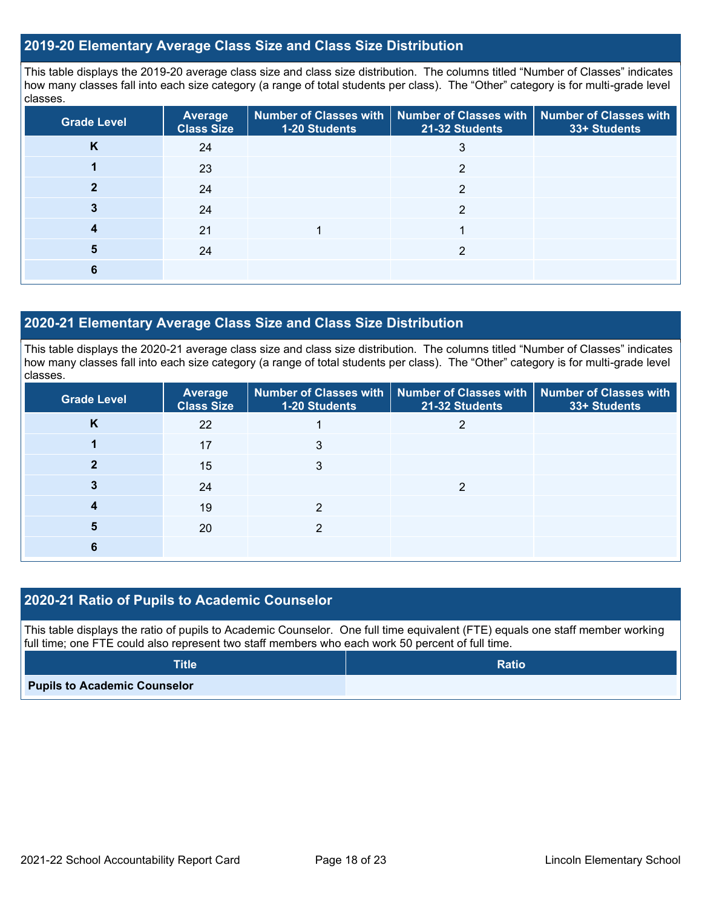## 2019-20 Elementary Average Class Size and Class Size Distribution

This table displays the 2019-20 average class size and class size distribution. The columns titled "Number of Classes" indicates how many classes fall into each size category (a range of total students per class). The "Other" category is for multi-grade level classes.

| Grade Level | Average Class Size | Number of Classes with 1-20 Students | Number of Classes with 21-32 Students | Number of Classes with 33+ Students |
|---|---|---|---|---|
| K | 24 | | 3 | |
| 1 | 23 | | 2 | |
| 2 | 24 | | 2 | |
| 3 | 24 | | 2 | |
| 4 | 21 | 1 | 1 | |
| 5 | 24 | | 2 | |
| 6 | | | | |

## 2020-21 Elementary Average Class Size and Class Size Distribution

This table displays the 2020-21 average class size and class size distribution. The columns titled "Number of Classes" indicates how many classes fall into each size category (a range of total students per class). The "Other" category is for multi-grade level classes.

| Grade Level | Average Class Size | Number of Classes with 1-20 Students | Number of Classes with 21-32 Students | Number of Classes with 33+ Students |
|---|---|---|---|---|
| K | 22 | 1 | 2 | |
| 1 | 17 | 3 | | |
| 2 | 15 | 3 | | |
| 3 | 24 | | 2 | |
| 4 | 19 | 2 | | |
| 5 | 20 | 2 | | |
| 6 | | | | |

## 2020-21 Ratio of Pupils to Academic Counselor

This table displays the ratio of pupils to Academic Counselor. One full time equivalent (FTE) equals one staff member working full time; one FTE could also represent two staff members who each work 50 percent of full time.

| Title | Ratio |
|---|---|
| Pupils to Academic Counselor | |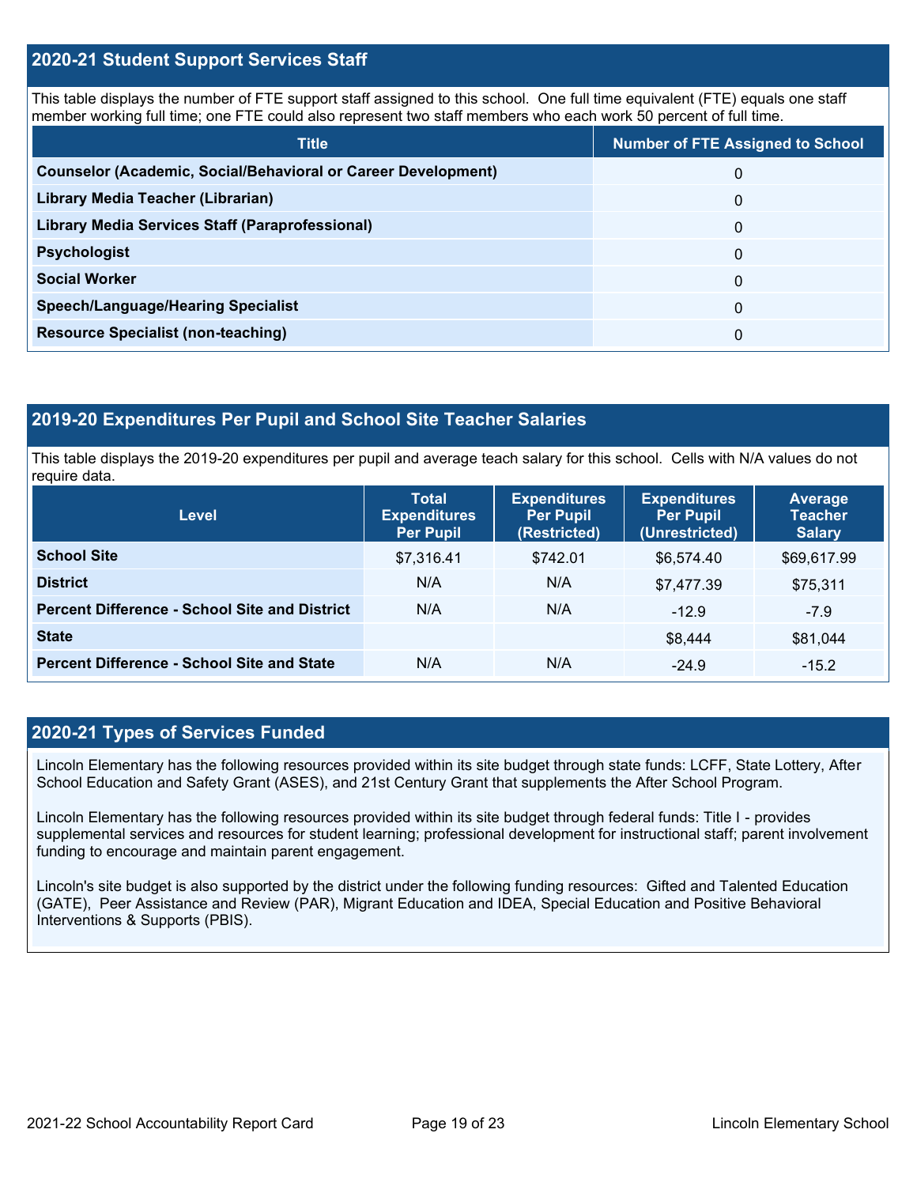## 2020-21 Student Support Services Staff

This table displays the number of FTE support staff assigned to this school. One full time equivalent (FTE) equals one staff member working full time; one FTE could also represent two staff members who each work 50 percent of full time.

| Title | Number of FTE Assigned to School |
|---|---|
| **Counselor (Academic, Social/Behavioral or Career Development)** | 0 |
| **Library Media Teacher (Librarian)** | 0 |
| **Library Media Services Staff (Paraprofessional)** | 0 |
| **Psychologist** | 0 |
| **Social Worker** | 0 |
| **Speech/Language/Hearing Specialist** | 0 |
| **Resource Specialist (non-teaching)** | 0 |

## 2019-20 Expenditures Per Pupil and School Site Teacher Salaries

This table displays the 2019-20 expenditures per pupil and average teach salary for this school. Cells with N/A values do not require data.

| Level | Total Expenditures Per Pupil | Expenditures Per Pupil (Restricted) | Expenditures Per Pupil (Unrestricted) | Average Teacher Salary |
|---|---|---|---|---|
| **School Site** | $7,316.41 | $742.01 | $6,574.40 | $69,617.99 |
| **District** | N/A | N/A | $7,477.39 | $75,311 |
| **Percent Difference - School Site and District** | N/A | N/A | -12.9 | -7.9 |
| **State** | | | $8,444 | $81,044 |
| **Percent Difference - School Site and State** | N/A | N/A | -24.9 | -15.2 |

## 2020-21 Types of Services Funded

Lincoln Elementary has the following resources provided within its site budget through state funds: LCFF, State Lottery, After School Education and Safety Grant (ASES), and 21st Century Grant that supplements the After School Program.

Lincoln Elementary has the following resources provided within its site budget through federal funds: Title I - provides supplemental services and resources for student learning; professional development for instructional staff; parent involvement funding to encourage and maintain parent engagement.

Lincoln's site budget is also supported by the district under the following funding resources: Gifted and Talented Education (GATE), Peer Assistance and Review (PAR), Migrant Education and IDEA, Special Education and Positive Behavioral Interventions & Supports (PBIS).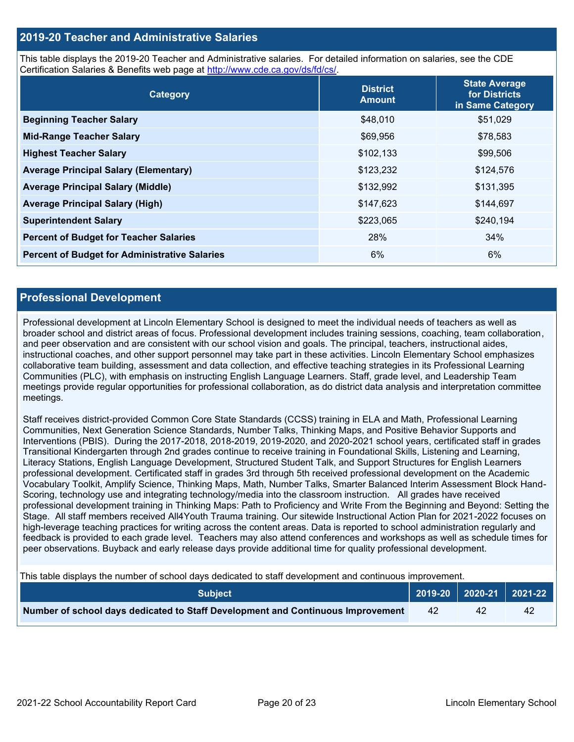## 2019-20 Teacher and Administrative Salaries

This table displays the 2019-20 Teacher and Administrative salaries. For detailed information on salaries, see the CDE Certification Salaries & Benefits web page at http://www.cde.ca.gov/ds/fd/cs/.

| Category | District Amount | State Average for Districts in Same Category |
|---|---|---|
| **Beginning Teacher Salary** | $48,010 | $51,029 |
| **Mid-Range Teacher Salary** | $69,956 | $78,583 |
| **Highest Teacher Salary** | $102,133 | $99,506 |
| **Average Principal Salary (Elementary)** | $123,232 | $124,576 |
| **Average Principal Salary (Middle)** | $132,992 | $131,395 |
| **Average Principal Salary (High)** | $147,623 | $144,697 |
| **Superintendent Salary** | $223,065 | $240,194 |
| **Percent of Budget for Teacher Salaries** | 28% | 34% |
| **Percent of Budget for Administrative Salaries** | 6% | 6% |

## Professional Development

Professional development at Lincoln Elementary School is designed to meet the individual needs of teachers as well as broader school and district areas of focus. Professional development includes training sessions, coaching, team collaboration, and peer observation and are consistent with our school vision and goals. The principal, teachers, instructional aides, instructional coaches, and other support personnel may take part in these activities. Lincoln Elementary School emphasizes collaborative team building, assessment and data collection, and effective teaching strategies in its Professional Learning Communities (PLC), with emphasis on instructing English Language Learners. Staff, grade level, and Leadership Team meetings provide regular opportunities for professional collaboration, as do district data analysis and interpretation committee meetings.

Staff receives district-provided Common Core State Standards (CCSS) training in ELA and Math, Professional Learning Communities, Next Generation Science Standards, Number Talks, Thinking Maps, and Positive Behavior Supports and Interventions (PBIS). During the 2017-2018, 2018-2019, 2019-2020, and 2020-2021 school years, certificated staff in grades Transitional Kindergarten through 2nd grades continue to receive training in Foundational Skills, Listening and Learning, Literacy Stations, English Language Development, Structured Student Talk, and Support Structures for English Learners professional development. Certificated staff in grades 3rd through 5th received professional development on the Academic Vocabulary Toolkit, Amplify Science, Thinking Maps, Math, Number Talks, Smarter Balanced Interim Assessment Block Hand-Scoring, technology use and integrating technology/media into the classroom instruction. All grades have received professional development training in Thinking Maps: Path to Proficiency and Write From the Beginning and Beyond: Setting the Stage. All staff members received All4Youth Trauma training. Our sitewide Instructional Action Plan for 2021-2022 focuses on high-leverage teaching practices for writing across the content areas. Data is reported to school administration regularly and feedback is provided to each grade level. Teachers may also attend conferences and workshops as well as schedule times for peer observations. Buyback and early release days provide additional time for quality professional development.

This table displays the number of school days dedicated to staff development and continuous improvement.

| Subject | 2019-20 | 2020-21 | 2021-22 |
|---|---|---|---|
| **Number of school days dedicated to Staff Development and Continuous Improvement** | 42 | 42 | 42 |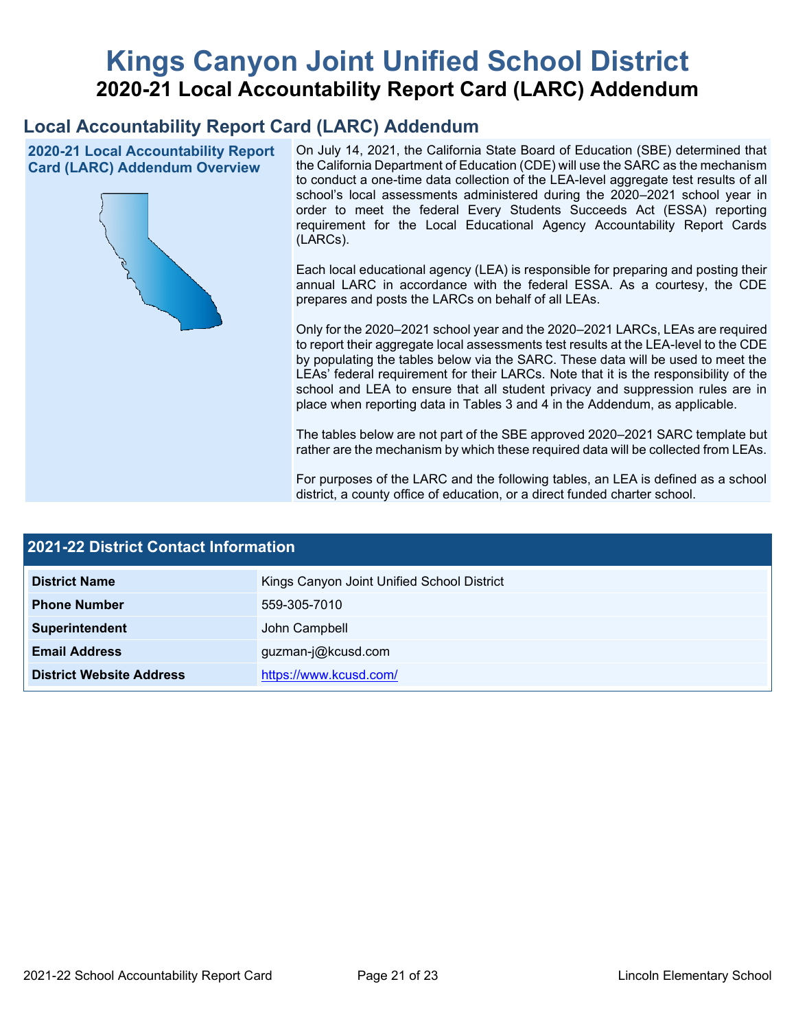# Kings Canyon Joint Unified School District

## 2020-21 Local Accountability Report Card (LARC) Addendum

## Local Accountability Report Card (LARC) Addendum

### 2020-21 Local Accountability Report Card (LARC) Addendum Overview

On July 14, 2021, the California State Board of Education (SBE) determined that the California Department of Education (CDE) will use the SARC as the mechanism to conduct a one-time data collection of the LEA-level aggregate test results of all school's local assessments administered during the 2020–2021 school year in order to meet the federal Every Students Succeeds Act (ESSA) reporting requirement for the Local Educational Agency Accountability Report Cards (LARCs).

Each local educational agency (LEA) is responsible for preparing and posting their annual LARC in accordance with the federal ESSA. As a courtesy, the CDE prepares and posts the LARCs on behalf of all LEAs.

Only for the 2020–2021 school year and the 2020–2021 LARCs, LEAs are required to report their aggregate local assessments test results at the LEA-level to the CDE by populating the tables below via the SARC. These data will be used to meet the LEAs' federal requirement for their LARCs. Note that it is the responsibility of the school and LEA to ensure that all student privacy and suppression rules are in place when reporting data in Tables 3 and 4 in the Addendum, as applicable.

The tables below are not part of the SBE approved 2020–2021 SARC template but rather are the mechanism by which these required data will be collected from LEAs.

For purposes of the LARC and the following tables, an LEA is defined as a school district, a county office of education, or a direct funded charter school.

### 2021-22 District Contact Information

| | |
|---|---|
| **District Name** | Kings Canyon Joint Unified School District |
| **Phone Number** | 559-305-7010 |
| **Superintendent** | John Campbell |
| **Email Address** | guzman-j@kcusd.com |
| **District Website Address** | https://www.kcusd.com/ |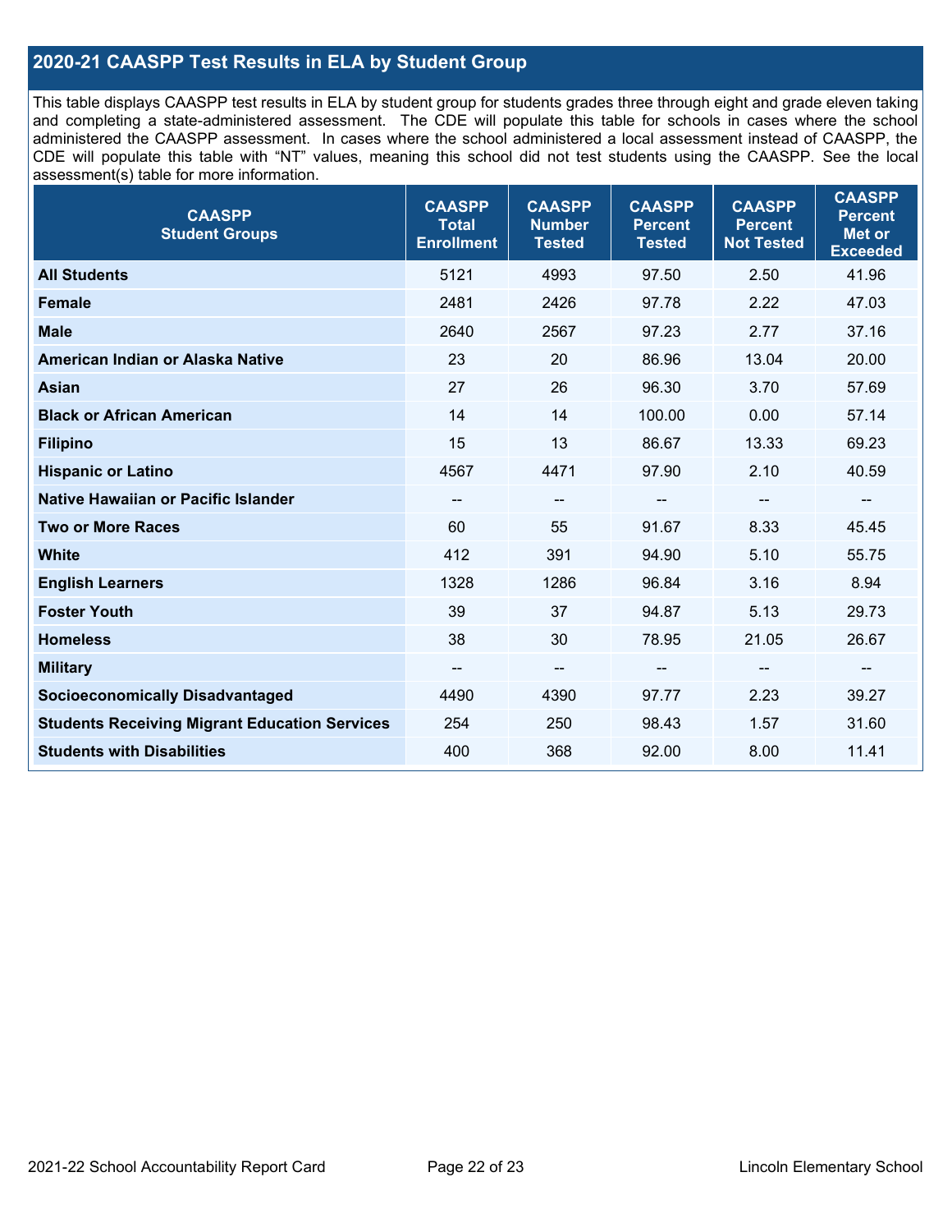## 2020-21 CAASPP Test Results in ELA by Student Group

This table displays CAASPP test results in ELA by student group for students grades three through eight and grade eleven taking and completing a state-administered assessment. The CDE will populate this table for schools in cases where the school administered the CAASPP assessment. In cases where the school administered a local assessment instead of CAASPP, the CDE will populate this table with "NT" values, meaning this school did not test students using the CAASPP. See the local assessment(s) table for more information.

| CAASPP Student Groups | CAASPP Total Enrollment | CAASPP Number Tested | CAASPP Percent Tested | CAASPP Percent Not Tested | CAASPP Percent Met or Exceeded |
|---|---|---|---|---|---|
| **All Students** | 5121 | 4993 | 97.50 | 2.50 | 41.96 |
| **Female** | 2481 | 2426 | 97.78 | 2.22 | 47.03 |
| **Male** | 2640 | 2567 | 97.23 | 2.77 | 37.16 |
| **American Indian or Alaska Native** | 23 | 20 | 86.96 | 13.04 | 20.00 |
| **Asian** | 27 | 26 | 96.30 | 3.70 | 57.69 |
| **Black or African American** | 14 | 14 | 100.00 | 0.00 | 57.14 |
| **Filipino** | 15 | 13 | 86.67 | 13.33 | 69.23 |
| **Hispanic or Latino** | 4567 | 4471 | 97.90 | 2.10 | 40.59 |
| **Native Hawaiian or Pacific Islander** | -- | -- | -- | -- | -- |
| **Two or More Races** | 60 | 55 | 91.67 | 8.33 | 45.45 |
| **White** | 412 | 391 | 94.90 | 5.10 | 55.75 |
| **English Learners** | 1328 | 1286 | 96.84 | 3.16 | 8.94 |
| **Foster Youth** | 39 | 37 | 94.87 | 5.13 | 29.73 |
| **Homeless** | 38 | 30 | 78.95 | 21.05 | 26.67 |
| **Military** | -- | -- | -- | -- | -- |
| **Socioeconomically Disadvantaged** | 4490 | 4390 | 97.77 | 2.23 | 39.27 |
| **Students Receiving Migrant Education Services** | 254 | 250 | 98.43 | 1.57 | 31.60 |
| **Students with Disabilities** | 400 | 368 | 92.00 | 8.00 | 11.41 |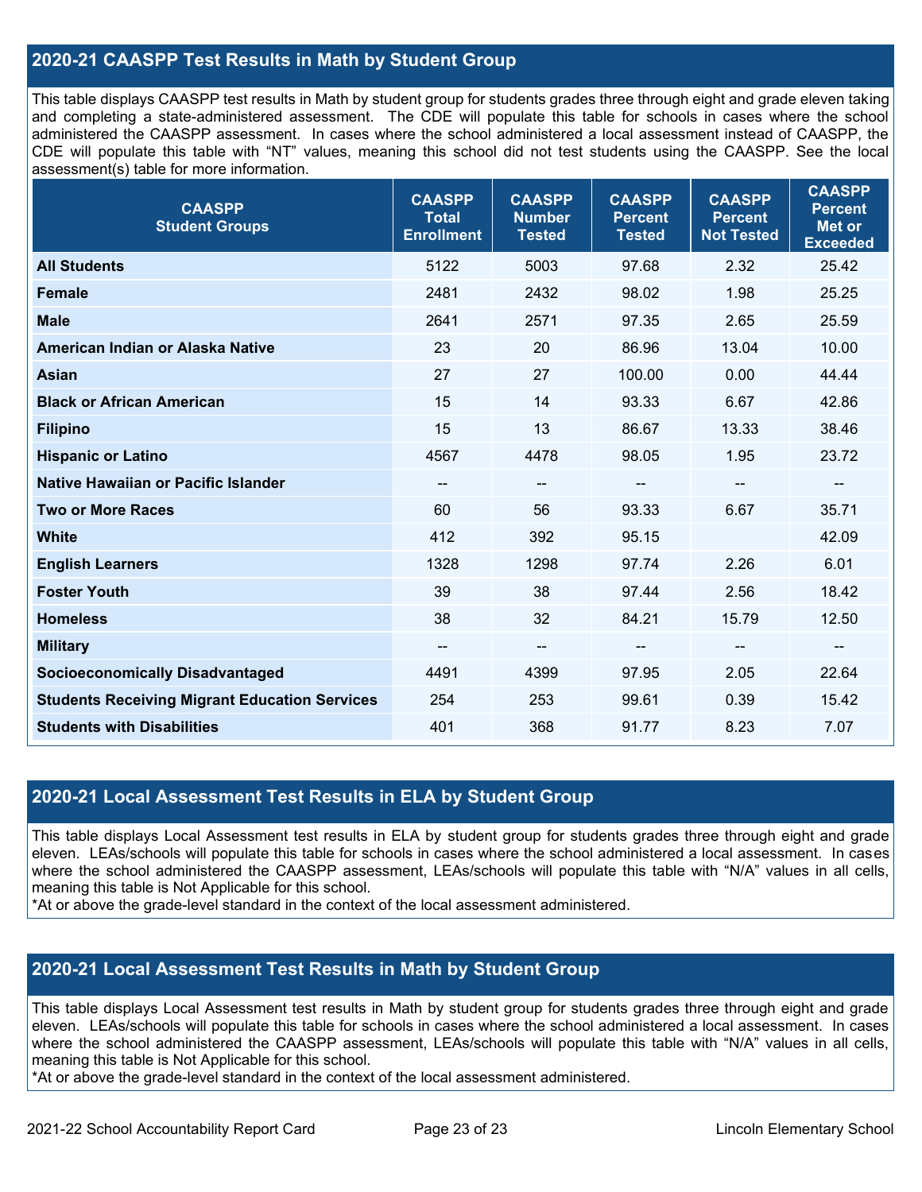## 2020-21 CAASPP Test Results in Math by Student Group

This table displays CAASPP test results in Math by student group for students grades three through eight and grade eleven taking and completing a state-administered assessment. The CDE will populate this table for schools in cases where the school administered the CAASPP assessment. In cases where the school administered a local assessment instead of CAASPP, the CDE will populate this table with "NT" values, meaning this school did not test students using the CAASPP. See the local assessment(s) table for more information.

| CAASPP Student Groups | CAASPP Total Enrollment | CAASPP Number Tested | CAASPP Percent Tested | CAASPP Percent Not Tested | CAASPP Percent Met or Exceeded |
|---|---|---|---|---|---|
| **All Students** | 5122 | 5003 | 97.68 | 2.32 | 25.42 |
| **Female** | 2481 | 2432 | 98.02 | 1.98 | 25.25 |
| **Male** | 2641 | 2571 | 97.35 | 2.65 | 25.59 |
| **American Indian or Alaska Native** | 23 | 20 | 86.96 | 13.04 | 10.00 |
| **Asian** | 27 | 27 | 100.00 | 0.00 | 44.44 |
| **Black or African American** | 15 | 14 | 93.33 | 6.67 | 42.86 |
| **Filipino** | 15 | 13 | 86.67 | 13.33 | 38.46 |
| **Hispanic or Latino** | 4567 | 4478 | 98.05 | 1.95 | 23.72 |
| **Native Hawaiian or Pacific Islander** | -- | -- | -- | -- | -- |
| **Two or More Races** | 60 | 56 | 93.33 | 6.67 | 35.71 |
| **White** | 412 | 392 | 95.15 | | 42.09 |
| **English Learners** | 1328 | 1298 | 97.74 | 2.26 | 6.01 |
| **Foster Youth** | 39 | 38 | 97.44 | 2.56 | 18.42 |
| **Homeless** | 38 | 32 | 84.21 | 15.79 | 12.50 |
| **Military** | -- | -- | -- | -- | -- |
| **Socioeconomically Disadvantaged** | 4491 | 4399 | 97.95 | 2.05 | 22.64 |
| **Students Receiving Migrant Education Services** | 254 | 253 | 99.61 | 0.39 | 15.42 |
| **Students with Disabilities** | 401 | 368 | 91.77 | 8.23 | 7.07 |

## 2020-21 Local Assessment Test Results in ELA by Student Group

This table displays Local Assessment test results in ELA by student group for students grades three through eight and grade eleven. LEAs/schools will populate this table for schools in cases where the school administered a local assessment. In cases where the school administered the CAASPP assessment, LEAs/schools will populate this table with "N/A" values in all cells, meaning this table is Not Applicable for this school.

*At or above the grade-level standard in the context of the local assessment administered.

## 2020-21 Local Assessment Test Results in Math by Student Group

This table displays Local Assessment test results in Math by student group for students grades three through eight and grade eleven. LEAs/schools will populate this table for schools in cases where the school administered a local assessment. In cases where the school administered the CAASPP assessment, LEAs/schools will populate this table with "N/A" values in all cells, meaning this table is Not Applicable for this school.

*At or above the grade-level standard in the context of the local assessment administered.